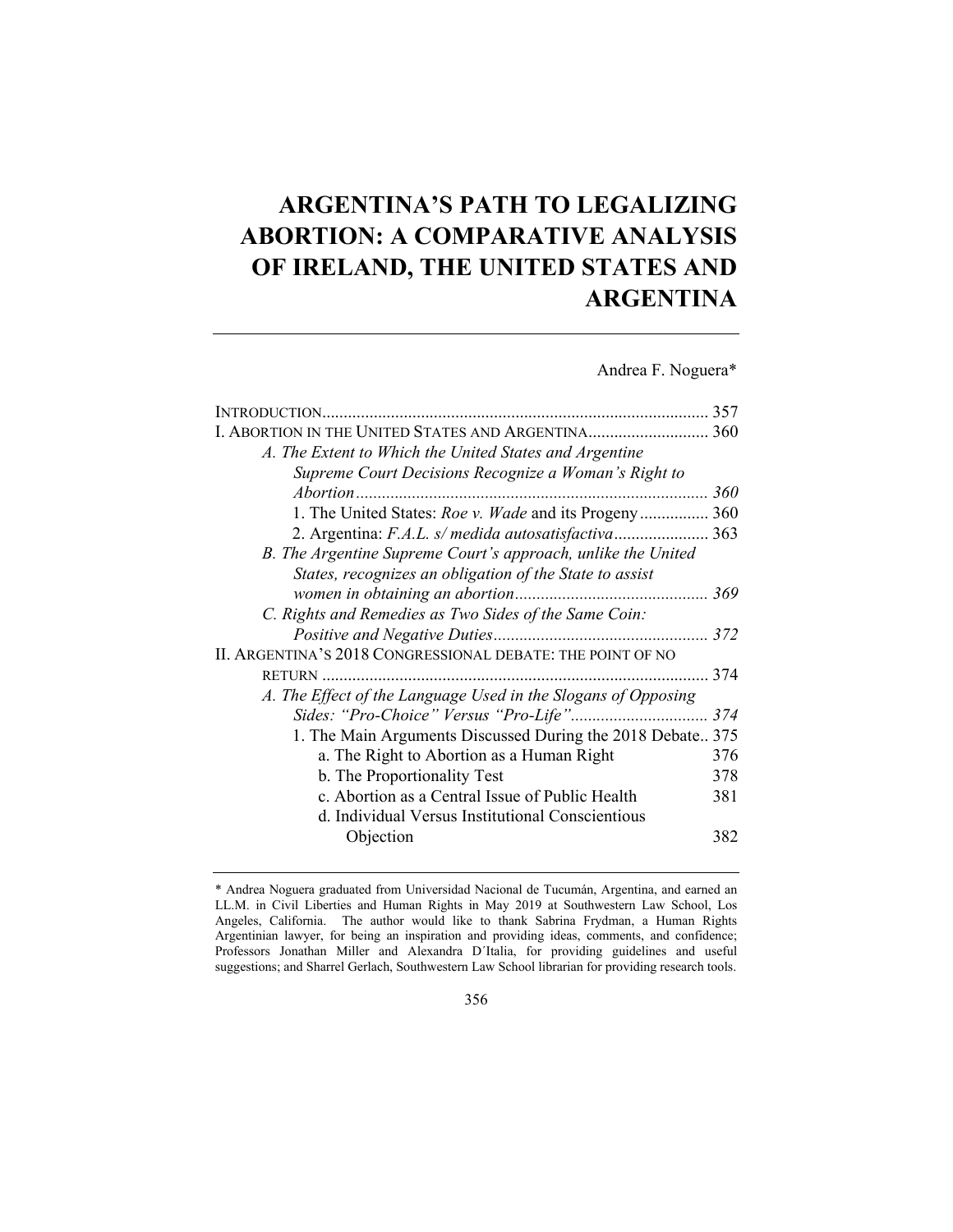# ARGENTINA'S PATH TO LEGALIZING ABORTION: A COMPARATIVE ANALYSIS OF IRELAND, THE UNITED STATES AND ARGENTINA

Andrea F. Noguera*

INTRODUCTION........................................................................................ 357
I. ABORTION IN THE UNITED STATES AND ARGENTINA............................ 360
&nbsp;&nbsp;&nbsp;&nbsp;*A. The Extent to Which the United States and Argentine Supreme Court Decisions Recognize a Woman's Right to Abortion*................................................................................. *360*
&nbsp;&nbsp;&nbsp;&nbsp;&nbsp;&nbsp;&nbsp;&nbsp;1. The United States: *Roe v. Wade* and its Progeny................ 360
&nbsp;&nbsp;&nbsp;&nbsp;&nbsp;&nbsp;&nbsp;&nbsp;2. Argentina: *F.A.L. s/ medida autosatisfactiva*...................... 363
&nbsp;&nbsp;&nbsp;&nbsp;*B. The Argentine Supreme Court's approach, unlike the United States, recognizes an obligation of the State to assist women in obtaining an abortion*............................................ *369*
&nbsp;&nbsp;&nbsp;&nbsp;*C. Rights and Remedies as Two Sides of the Same Coin: Positive and Negative Duties*.................................................. *372*
II. ARGENTINA'S 2018 CONGRESSIONAL DEBATE: THE POINT OF NO RETURN ......................................................................................... 374
&nbsp;&nbsp;&nbsp;&nbsp;*A. The Effect of the Language Used in the Slogans of Opposing Sides: "Pro-Choice" Versus "Pro-Life"*................................ *374*
&nbsp;&nbsp;&nbsp;&nbsp;&nbsp;&nbsp;&nbsp;&nbsp;1. The Main Arguments Discussed During the 2018 Debate.. 375
&nbsp;&nbsp;&nbsp;&nbsp;&nbsp;&nbsp;&nbsp;&nbsp;&nbsp;&nbsp;&nbsp;&nbsp;a. The Right to Abortion as a Human Right 376
&nbsp;&nbsp;&nbsp;&nbsp;&nbsp;&nbsp;&nbsp;&nbsp;&nbsp;&nbsp;&nbsp;&nbsp;b. The Proportionality Test 378
&nbsp;&nbsp;&nbsp;&nbsp;&nbsp;&nbsp;&nbsp;&nbsp;&nbsp;&nbsp;&nbsp;&nbsp;c. Abortion as a Central Issue of Public Health 381
&nbsp;&nbsp;&nbsp;&nbsp;&nbsp;&nbsp;&nbsp;&nbsp;&nbsp;&nbsp;&nbsp;&nbsp;d. Individual Versus Institutional Conscientious Objection 382

---

\* Andrea Noguera graduated from Universidad Nacional de Tucumán, Argentina, and earned an LL.M. in Civil Liberties and Human Rights in May 2019 at Southwestern Law School, Los Angeles, California. The author would like to thank Sabrina Frydman, a Human Rights Argentinian lawyer, for being an inspiration and providing ideas, comments, and confidence; Professors Jonathan Miller and Alexandra D´Italia, for providing guidelines and useful suggestions; and Sharrel Gerlach, Southwestern Law School librarian for providing research tools.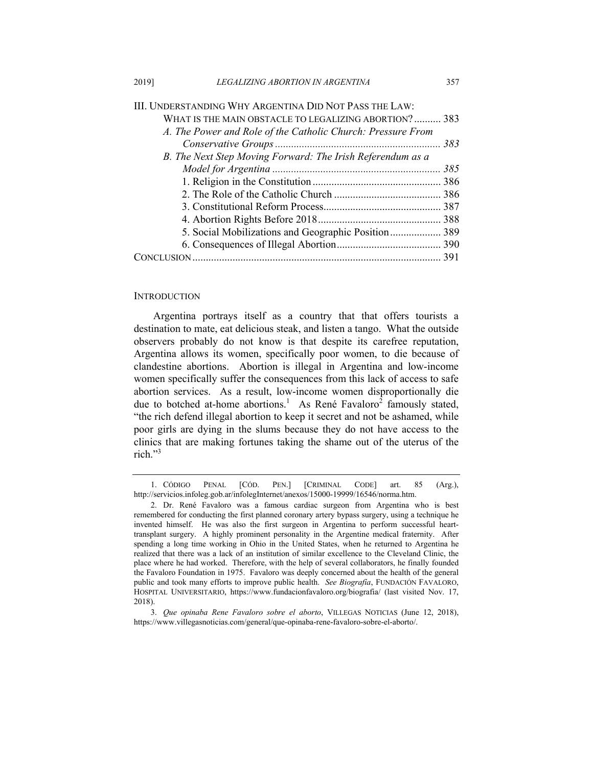III. UNDERSTANDING WHY ARGENTINA DID NOT PASS THE LAW: WHAT IS THE MAIN OBSTACLE TO LEGALIZING ABORTION? .......... 383
- *A. The Power and Role of the Catholic Church: Pressure From Conservative Groups* .......... *383*
- *B. The Next Step Moving Forward: The Irish Referendum as a Model for Argentina* .......... *385*
  1. Religion in the Constitution .......... 386
  2. The Role of the Catholic Church .......... 386
  3. Constitutional Reform Process .......... 387
  4. Abortion Rights Before 2018 .......... 388
  5. Social Mobilizations and Geographic Position .......... 389
  6. Consequences of Illegal Abortion .......... 390

CONCLUSION .......... 391

## INTRODUCTION

Argentina portrays itself as a country that that offers tourists a destination to mate, eat delicious steak, and listen a tango. What the outside observers probably do not know is that despite its carefree reputation, Argentina allows its women, specifically poor women, to die because of clandestine abortions. Abortion is illegal in Argentina and low-income women specifically suffer the consequences from this lack of access to safe abortion services. As a result, low-income women disproportionally die due to botched at-home abortions.[1] As René Favaloro[2] famously stated, "the rich defend illegal abortion to keep it secret and not be ashamed, while poor girls are dying in the slums because they do not have access to the clinics that are making fortunes taking the shame out of the uterus of the rich."[3]

---

1. CÓDIGO PENAL [CÓD. PEN.] [CRIMINAL CODE] art. 85 (Arg.), http://servicios.infoleg.gob.ar/infolegInternet/anexos/15000-19999/16546/norma.htm.

2. Dr. René Favaloro was a famous cardiac surgeon from Argentina who is best remembered for conducting the first planned coronary artery bypass surgery, using a technique he invented himself. He was also the first surgeon in Argentina to perform successful heart-transplant surgery. A highly prominent personality in the Argentine medical fraternity. After spending a long time working in Ohio in the United States, when he returned to Argentina he realized that there was a lack of an institution of similar excellence to the Cleveland Clinic, the place where he had worked. Therefore, with the help of several collaborators, he finally founded the Favaloro Foundation in 1975. Favaloro was deeply concerned about the health of the general public and took many efforts to improve public health. *See Biografía*, FUNDACIÓN FAVALORO, HOSPITAL UNIVERSITARIO, https://www.fundacionfavaloro.org/biografia/ (last visited Nov. 17, 2018).

3. *Que opinaba Rene Favaloro sobre el aborto*, VILLEGAS NOTICIAS (June 12, 2018), https://www.villegasnoticias.com/general/que-opinaba-rene-favaloro-sobre-el-aborto/.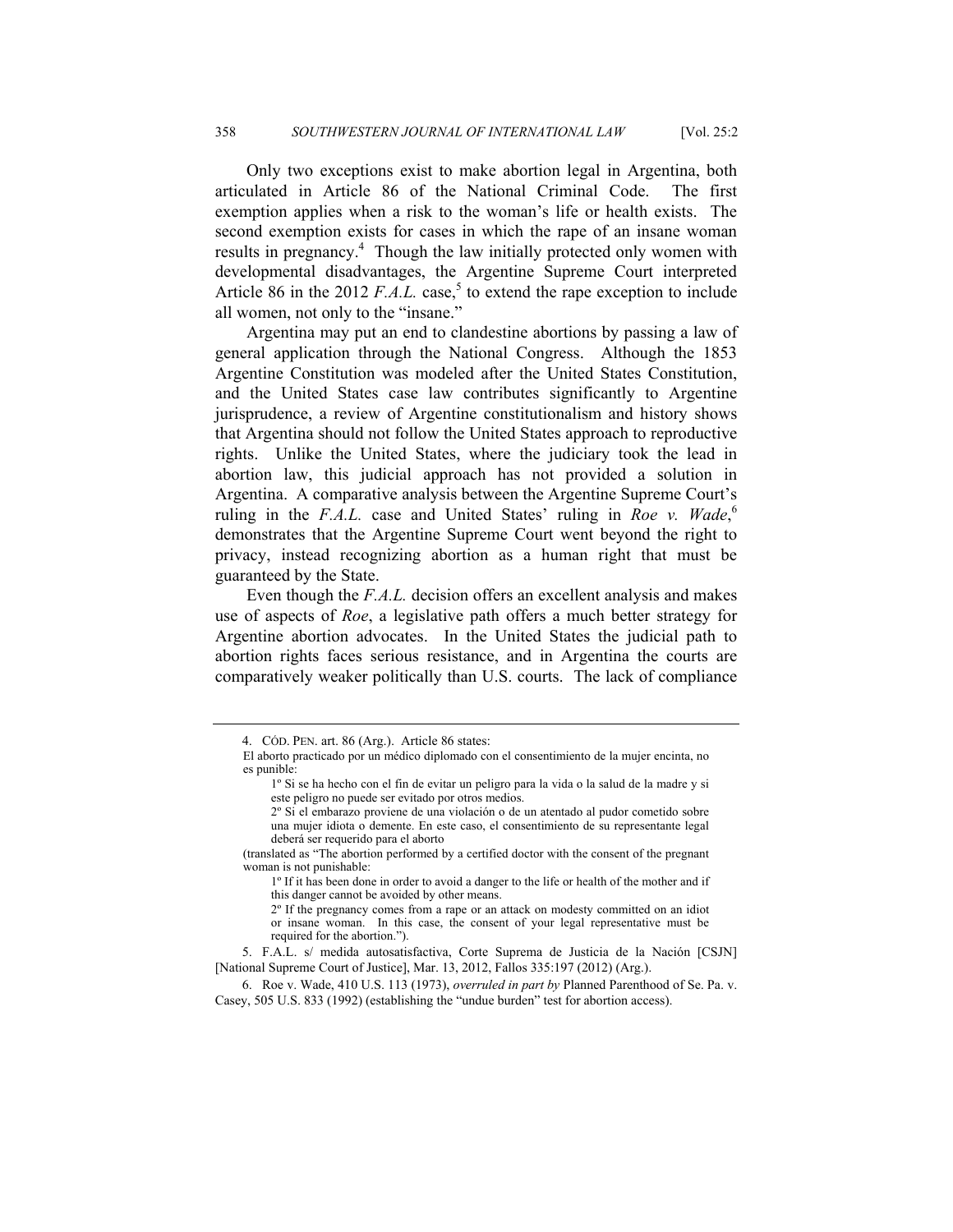Only two exceptions exist to make abortion legal in Argentina, both articulated in Article 86 of the National Criminal Code. The first exemption applies when a risk to the woman's life or health exists. The second exemption exists for cases in which the rape of an insane woman results in pregnancy.[4] Though the law initially protected only women with developmental disadvantages, the Argentine Supreme Court interpreted Article 86 in the 2012 *F.A.L.* case,[5] to extend the rape exception to include all women, not only to the "insane."

Argentina may put an end to clandestine abortions by passing a law of general application through the National Congress. Although the 1853 Argentine Constitution was modeled after the United States Constitution, and the United States case law contributes significantly to Argentine jurisprudence, a review of Argentine constitutionalism and history shows that Argentina should not follow the United States approach to reproductive rights. Unlike the United States, where the judiciary took the lead in abortion law, this judicial approach has not provided a solution in Argentina. A comparative analysis between the Argentine Supreme Court's ruling in the *F.A.L.* case and United States' ruling in *Roe v. Wade*,[6] demonstrates that the Argentine Supreme Court went beyond the right to privacy, instead recognizing abortion as a human right that must be guaranteed by the State.

Even though the *F.A.L.* decision offers an excellent analysis and makes use of aspects of *Roe*, a legislative path offers a much better strategy for Argentine abortion advocates. In the United States the judicial path to abortion rights faces serious resistance, and in Argentina the courts are comparatively weaker politically than U.S. courts. The lack of compliance

---

4. CÓD. PEN. art. 86 (Arg.). Article 86 states:

El aborto practicado por un médico diplomado con el consentimiento de la mujer encinta, no es punible:

> 1º Si se ha hecho con el fin de evitar un peligro para la vida o la salud de la madre y si este peligro no puede ser evitado por otros medios.
>
> 2º Si el embarazo proviene de una violación o de un atentado al pudor cometido sobre una mujer idiota o demente. En este caso, el consentimiento de su representante legal deberá ser requerido para el aborto

(translated as "The abortion performed by a certified doctor with the consent of the pregnant woman is not punishable:

> 1º If it has been done in order to avoid a danger to the life or health of the mother and if this danger cannot be avoided by other means.
>
> 2º If the pregnancy comes from a rape or an attack on modesty committed on an idiot or insane woman. In this case, the consent of your legal representative must be required for the abortion.").

5. F.A.L. s/ medida autosatisfactiva, Corte Suprema de Justicia de la Nación [CSJN] [National Supreme Court of Justice], Mar. 13, 2012, Fallos 335:197 (2012) (Arg.).

6. Roe v. Wade, 410 U.S. 113 (1973), *overruled in part by* Planned Parenthood of Se. Pa. v. Casey, 505 U.S. 833 (1992) (establishing the "undue burden" test for abortion access).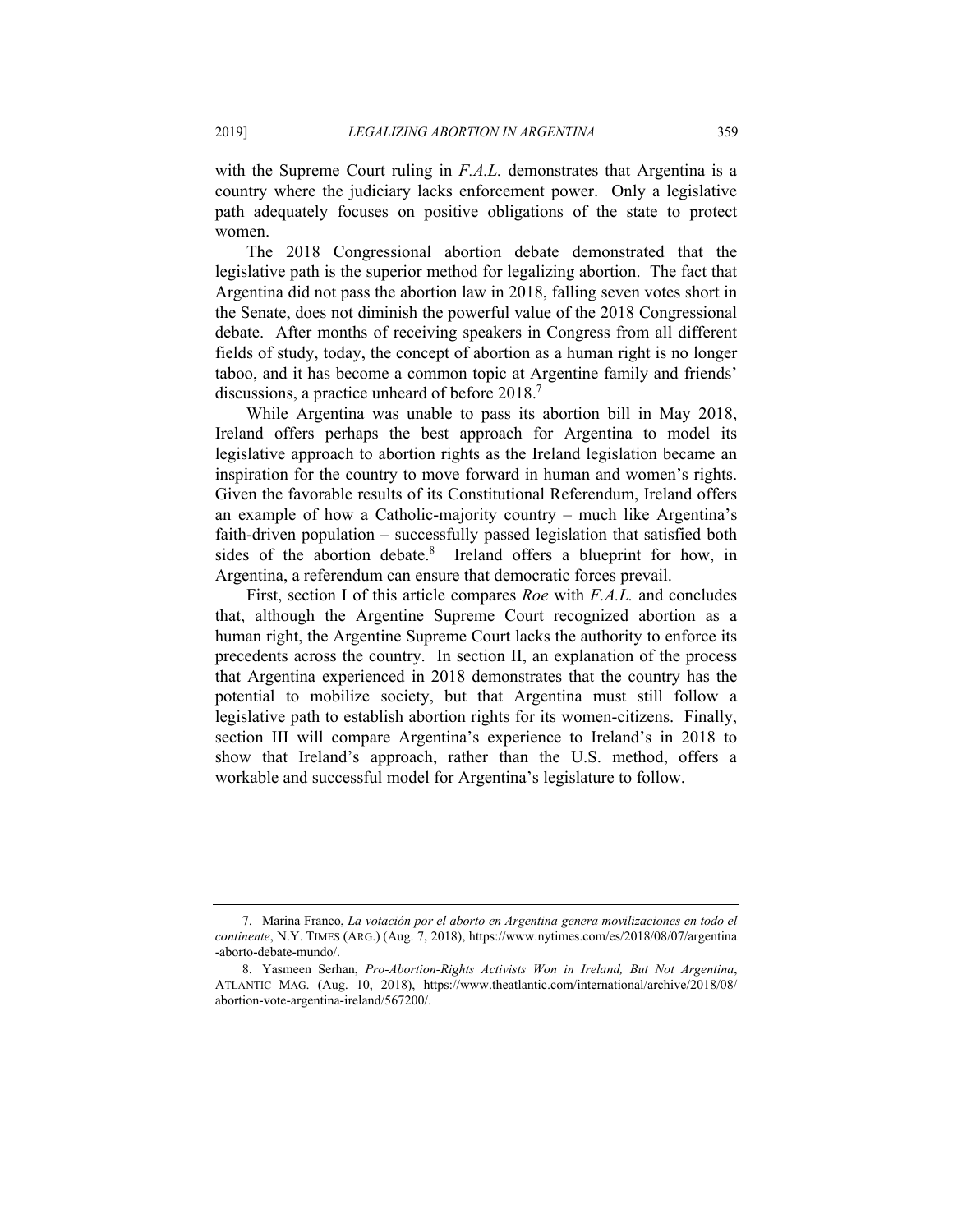with the Supreme Court ruling in *F.A.L.* demonstrates that Argentina is a country where the judiciary lacks enforcement power. Only a legislative path adequately focuses on positive obligations of the state to protect women.

The 2018 Congressional abortion debate demonstrated that the legislative path is the superior method for legalizing abortion. The fact that Argentina did not pass the abortion law in 2018, falling seven votes short in the Senate, does not diminish the powerful value of the 2018 Congressional debate. After months of receiving speakers in Congress from all different fields of study, today, the concept of abortion as a human right is no longer taboo, and it has become a common topic at Argentine family and friends' discussions, a practice unheard of before 2018.[7]

While Argentina was unable to pass its abortion bill in May 2018, Ireland offers perhaps the best approach for Argentina to model its legislative approach to abortion rights as the Ireland legislation became an inspiration for the country to move forward in human and women's rights. Given the favorable results of its Constitutional Referendum, Ireland offers an example of how a Catholic-majority country – much like Argentina's faith-driven population – successfully passed legislation that satisfied both sides of the abortion debate.[8] Ireland offers a blueprint for how, in Argentina, a referendum can ensure that democratic forces prevail.

First, section I of this article compares *Roe* with *F.A.L.* and concludes that, although the Argentine Supreme Court recognized abortion as a human right, the Argentine Supreme Court lacks the authority to enforce its precedents across the country. In section II, an explanation of the process that Argentina experienced in 2018 demonstrates that the country has the potential to mobilize society, but that Argentina must still follow a legislative path to establish abortion rights for its women-citizens. Finally, section III will compare Argentina's experience to Ireland's in 2018 to show that Ireland's approach, rather than the U.S. method, offers a workable and successful model for Argentina's legislature to follow.

---

7. Marina Franco, *La votación por el aborto en Argentina genera movilizaciones en todo el continente*, N.Y. TIMES (ARG.) (Aug. 7, 2018), https://www.nytimes.com/es/2018/08/07/argentina-aborto-debate-mundo/.

8. Yasmeen Serhan, *Pro-Abortion-Rights Activists Won in Ireland, But Not Argentina*, ATLANTIC MAG. (Aug. 10, 2018), https://www.theatlantic.com/international/archive/2018/08/abortion-vote-argentina-ireland/567200/.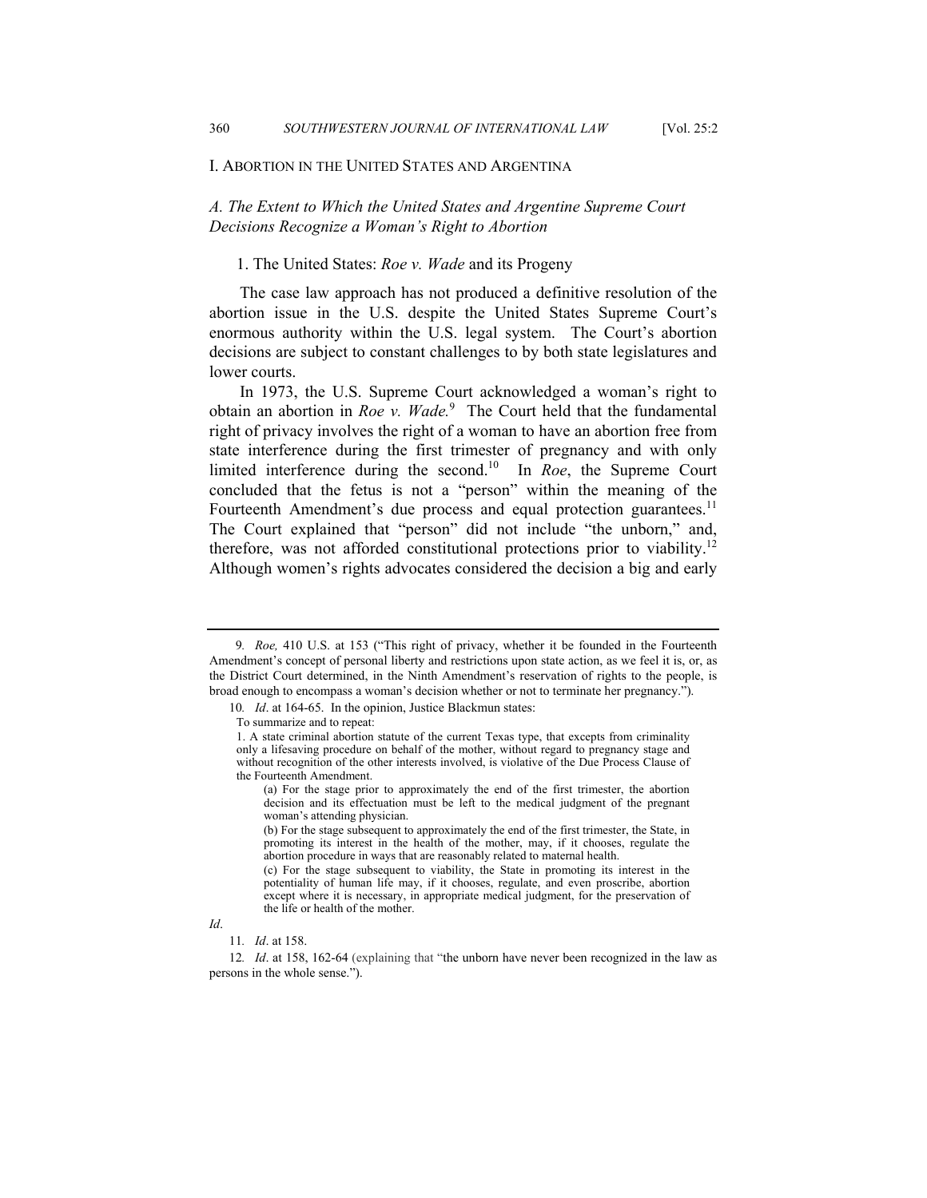## I. Abortion in the United States and Argentina

### *A. The Extent to Which the United States and Argentine Supreme Court Decisions Recognize a Woman's Right to Abortion*

#### 1. The United States: *Roe v. Wade* and its Progeny

The case law approach has not produced a definitive resolution of the abortion issue in the U.S. despite the United States Supreme Court's enormous authority within the U.S. legal system. The Court's abortion decisions are subject to constant challenges to by both state legislatures and lower courts.

In 1973, the U.S. Supreme Court acknowledged a woman's right to obtain an abortion in *Roe v. Wade.*[9] The Court held that the fundamental right of privacy involves the right of a woman to have an abortion free from state interference during the first trimester of pregnancy and with only limited interference during the second.[10] In *Roe*, the Supreme Court concluded that the fetus is not a "person" within the meaning of the Fourteenth Amendment's due process and equal protection guarantees.[11] The Court explained that "person" did not include "the unborn," and, therefore, was not afforded constitutional protections prior to viability.[12] Although women's rights advocates considered the decision a big and early

---

9. *Roe,* 410 U.S. at 153 ("This right of privacy, whether it be founded in the Fourteenth Amendment's concept of personal liberty and restrictions upon state action, as we feel it is, or, as the District Court determined, in the Ninth Amendment's reservation of rights to the people, is broad enough to encompass a woman's decision whether or not to terminate her pregnancy.").

10. *Id*. at 164-65. In the opinion, Justice Blackmun states:

> To summarize and to repeat:
>
> 1. A state criminal abortion statute of the current Texas type, that excepts from criminality only a lifesaving procedure on behalf of the mother, without regard to pregnancy stage and without recognition of the other interests involved, is violative of the Due Process Clause of the Fourteenth Amendment.
>
> (a) For the stage prior to approximately the end of the first trimester, the abortion decision and its effectuation must be left to the medical judgment of the pregnant woman's attending physician.
>
> (b) For the stage subsequent to approximately the end of the first trimester, the State, in promoting its interest in the health of the mother, may, if it chooses, regulate the abortion procedure in ways that are reasonably related to maternal health.
>
> (c) For the stage subsequent to viability, the State in promoting its interest in the potentiality of human life may, if it chooses, regulate, and even proscribe, abortion except where it is necessary, in appropriate medical judgment, for the preservation of the life or health of the mother.

*Id*.

11. *Id*. at 158.

12. *Id*. at 158, 162-64 (explaining that "the unborn have never been recognized in the law as persons in the whole sense.").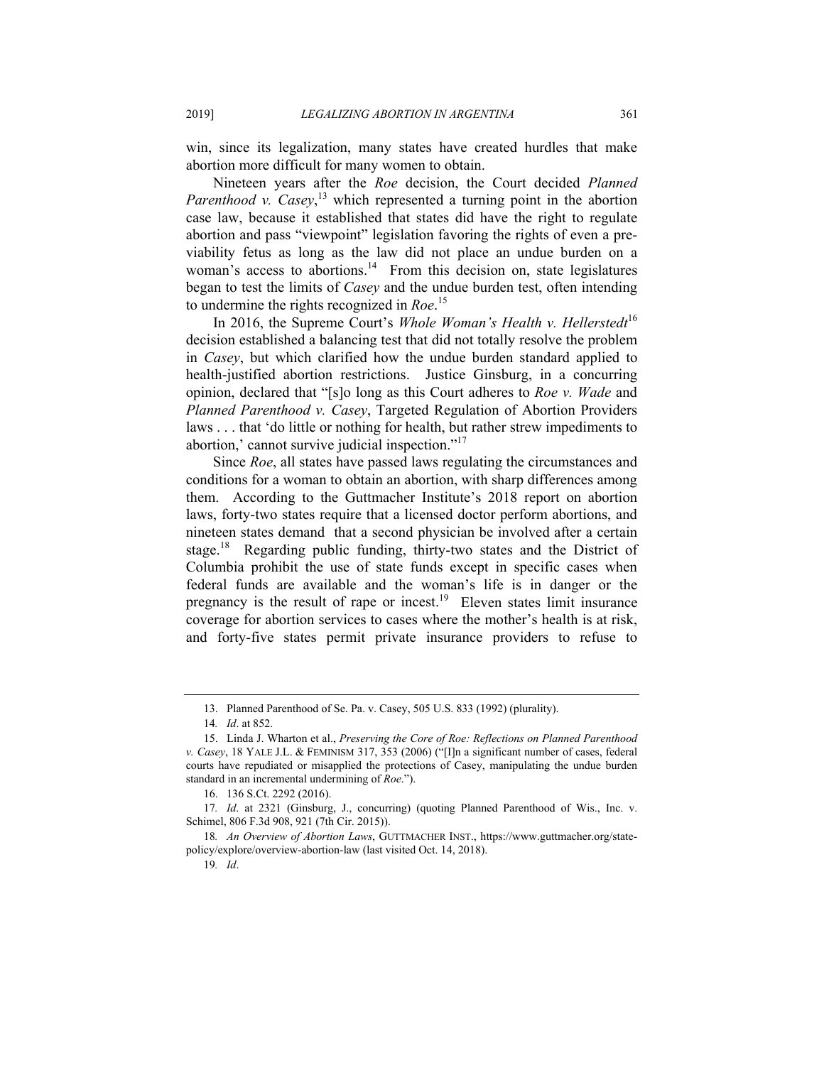win, since its legalization, many states have created hurdles that make abortion more difficult for many women to obtain.

Nineteen years after the *Roe* decision, the Court decided *Planned Parenthood v. Casey*,[13] which represented a turning point in the abortion case law, because it established that states did have the right to regulate abortion and pass "viewpoint" legislation favoring the rights of even a pre-viability fetus as long as the law did not place an undue burden on a woman's access to abortions.[14] From this decision on, state legislatures began to test the limits of *Casey* and the undue burden test, often intending to undermine the rights recognized in *Roe*.[15]

In 2016, the Supreme Court's *Whole Woman's Health v. Hellerstedt*[16] decision established a balancing test that did not totally resolve the problem in *Casey*, but which clarified how the undue burden standard applied to health-justified abortion restrictions. Justice Ginsburg, in a concurring opinion, declared that "[s]o long as this Court adheres to *Roe v. Wade* and *Planned Parenthood v. Casey*, Targeted Regulation of Abortion Providers laws . . . that 'do little or nothing for health, but rather strew impediments to abortion,' cannot survive judicial inspection."[17]

Since *Roe*, all states have passed laws regulating the circumstances and conditions for a woman to obtain an abortion, with sharp differences among them. According to the Guttmacher Institute's 2018 report on abortion laws, forty-two states require that a licensed doctor perform abortions, and nineteen states demand that a second physician be involved after a certain stage.[18] Regarding public funding, thirty-two states and the District of Columbia prohibit the use of state funds except in specific cases when federal funds are available and the woman's life is in danger or the pregnancy is the result of rape or incest.[19] Eleven states limit insurance coverage for abortion services to cases where the mother's health is at risk, and forty-five states permit private insurance providers to refuse to

---

13. Planned Parenthood of Se. Pa. v. Casey, 505 U.S. 833 (1992) (plurality).

14. *Id*. at 852.

15. Linda J. Wharton et al., *Preserving the Core of Roe: Reflections on Planned Parenthood v. Casey*, 18 YALE J.L. & FEMINISM 317, 353 (2006) ("[I]n a significant number of cases, federal courts have repudiated or misapplied the protections of Casey, manipulating the undue burden standard in an incremental undermining of *Roe*.").

16. 136 S.Ct. 2292 (2016).

17. *Id*. at 2321 (Ginsburg, J., concurring) (quoting Planned Parenthood of Wis., Inc. v. Schimel, 806 F.3d 908, 921 (7th Cir. 2015)).

18. *An Overview of Abortion Laws*, GUTTMACHER INST., https://www.guttmacher.org/state-policy/explore/overview-abortion-law (last visited Oct. 14, 2018).

19. *Id*.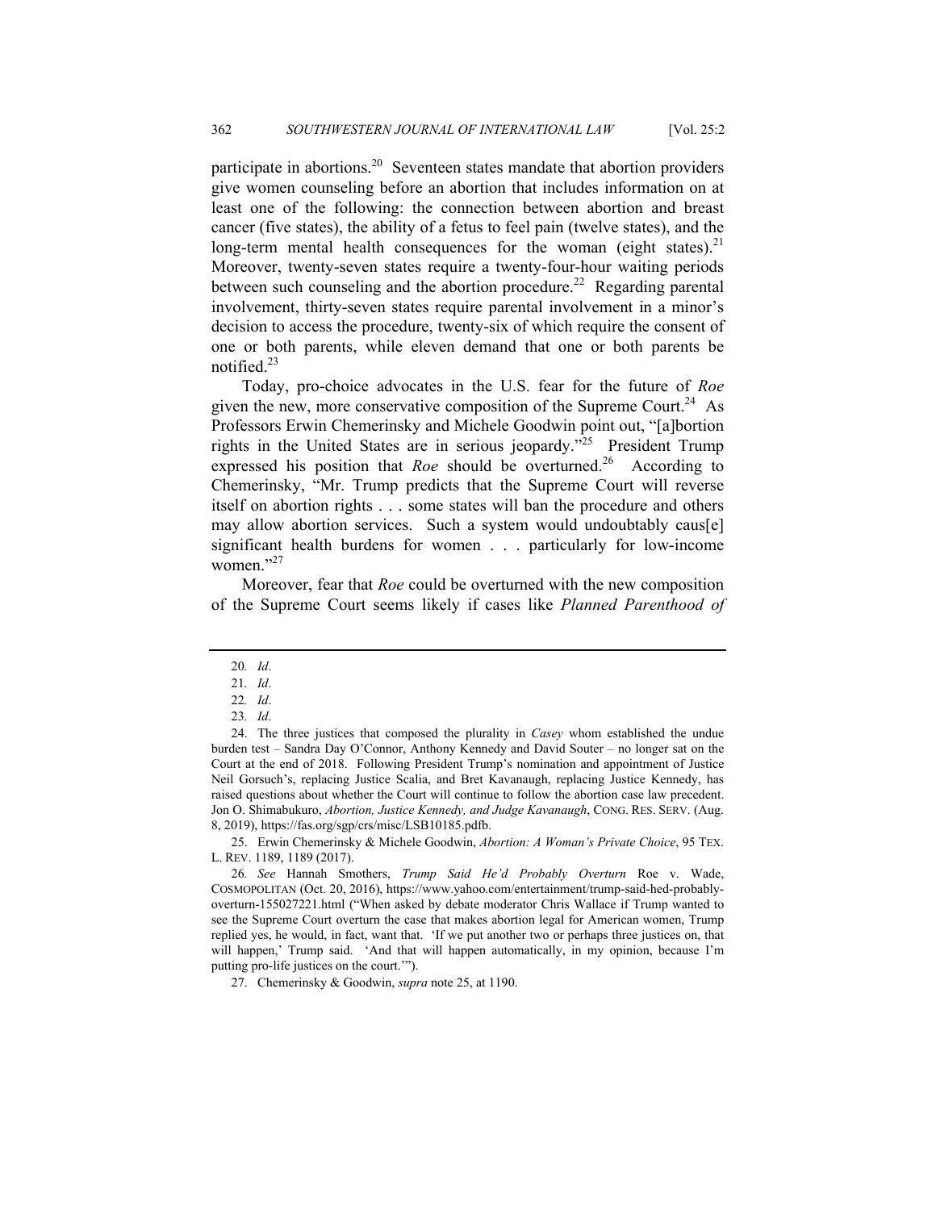participate in abortions.[20] Seventeen states mandate that abortion providers give women counseling before an abortion that includes information on at least one of the following: the connection between abortion and breast cancer (five states), the ability of a fetus to feel pain (twelve states), and the long-term mental health consequences for the woman (eight states).[21] Moreover, twenty-seven states require a twenty-four-hour waiting periods between such counseling and the abortion procedure.[22] Regarding parental involvement, thirty-seven states require parental involvement in a minor's decision to access the procedure, twenty-six of which require the consent of one or both parents, while eleven demand that one or both parents be notified.[23]

Today, pro-choice advocates in the U.S. fear for the future of *Roe* given the new, more conservative composition of the Supreme Court.[24] As Professors Erwin Chemerinsky and Michele Goodwin point out, "[a]bortion rights in the United States are in serious jeopardy."[25] President Trump expressed his position that *Roe* should be overturned.[26] According to Chemerinsky, "Mr. Trump predicts that the Supreme Court will reverse itself on abortion rights . . . some states will ban the procedure and others may allow abortion services. Such a system would undoubtably caus[e] significant health burdens for women . . . particularly for low-income women."[27]

Moreover, fear that *Roe* could be overturned with the new composition of the Supreme Court seems likely if cases like *Planned Parenthood of*

---

20. *Id*.

21. *Id*.

22. *Id*.

23. *Id*.

24. The three justices that composed the plurality in *Casey* whom established the undue burden test – Sandra Day O'Connor, Anthony Kennedy and David Souter – no longer sat on the Court at the end of 2018. Following President Trump's nomination and appointment of Justice Neil Gorsuch's, replacing Justice Scalia, and Bret Kavanaugh, replacing Justice Kennedy, has raised questions about whether the Court will continue to follow the abortion case law precedent. Jon O. Shimabukuro, *Abortion, Justice Kennedy, and Judge Kavanaugh*, CONG. RES. SERV. (Aug. 8, 2019), https://fas.org/sgp/crs/misc/LSB10185.pdfb.

25. Erwin Chemerinsky & Michele Goodwin, *Abortion: A Woman's Private Choice*, 95 TEX. L. REV. 1189, 1189 (2017).

26. *See* Hannah Smothers, *Trump Said He'd Probably Overturn* Roe v. Wade, COSMOPOLITAN (Oct. 20, 2016), https://www.yahoo.com/entertainment/trump-said-hed-probably-overturn-155027221.html ("When asked by debate moderator Chris Wallace if Trump wanted to see the Supreme Court overturn the case that makes abortion legal for American women, Trump replied yes, he would, in fact, want that. 'If we put another two or perhaps three justices on, that will happen,' Trump said. 'And that will happen automatically, in my opinion, because I'm putting pro-life justices on the court.'").

27. Chemerinsky & Goodwin, *supra* note 25, at 1190.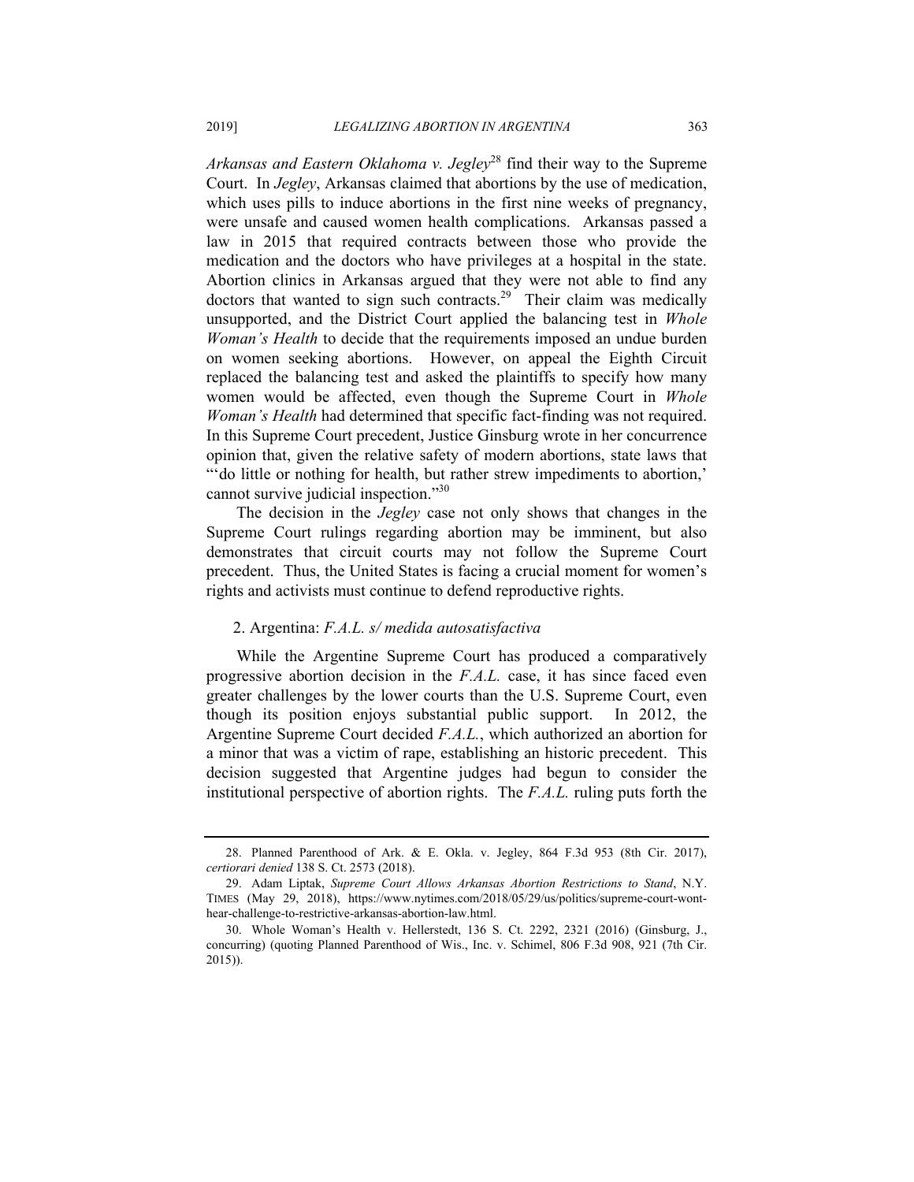*Arkansas and Eastern Oklahoma v. Jegley*[28] find their way to the Supreme Court. In *Jegley*, Arkansas claimed that abortions by the use of medication, which uses pills to induce abortions in the first nine weeks of pregnancy, were unsafe and caused women health complications. Arkansas passed a law in 2015 that required contracts between those who provide the medication and the doctors who have privileges at a hospital in the state. Abortion clinics in Arkansas argued that they were not able to find any doctors that wanted to sign such contracts.[29] Their claim was medically unsupported, and the District Court applied the balancing test in *Whole Woman's Health* to decide that the requirements imposed an undue burden on women seeking abortions. However, on appeal the Eighth Circuit replaced the balancing test and asked the plaintiffs to specify how many women would be affected, even though the Supreme Court in *Whole Woman's Health* had determined that specific fact-finding was not required. In this Supreme Court precedent, Justice Ginsburg wrote in her concurrence opinion that, given the relative safety of modern abortions, state laws that "'do little or nothing for health, but rather strew impediments to abortion,' cannot survive judicial inspection."[30]

The decision in the *Jegley* case not only shows that changes in the Supreme Court rulings regarding abortion may be imminent, but also demonstrates that circuit courts may not follow the Supreme Court precedent. Thus, the United States is facing a crucial moment for women's rights and activists must continue to defend reproductive rights.

### 2. Argentina: *F.A.L. s/ medida autosatisfactiva*

While the Argentine Supreme Court has produced a comparatively progressive abortion decision in the *F.A.L.* case, it has since faced even greater challenges by the lower courts than the U.S. Supreme Court, even though its position enjoys substantial public support. In 2012, the Argentine Supreme Court decided *F.A.L.*, which authorized an abortion for a minor that was a victim of rape, establishing an historic precedent. This decision suggested that Argentine judges had begun to consider the institutional perspective of abortion rights. The *F.A.L.* ruling puts forth the

---

28. Planned Parenthood of Ark. & E. Okla. v. Jegley, 864 F.3d 953 (8th Cir. 2017), *certiorari denied* 138 S. Ct. 2573 (2018).

29. Adam Liptak, *Supreme Court Allows Arkansas Abortion Restrictions to Stand*, N.Y. TIMES (May 29, 2018), https://www.nytimes.com/2018/05/29/us/politics/supreme-court-wont-hear-challenge-to-restrictive-arkansas-abortion-law.html.

30. Whole Woman's Health v. Hellerstedt, 136 S. Ct. 2292, 2321 (2016) (Ginsburg, J., concurring) (quoting Planned Parenthood of Wis., Inc. v. Schimel, 806 F.3d 908, 921 (7th Cir. 2015)).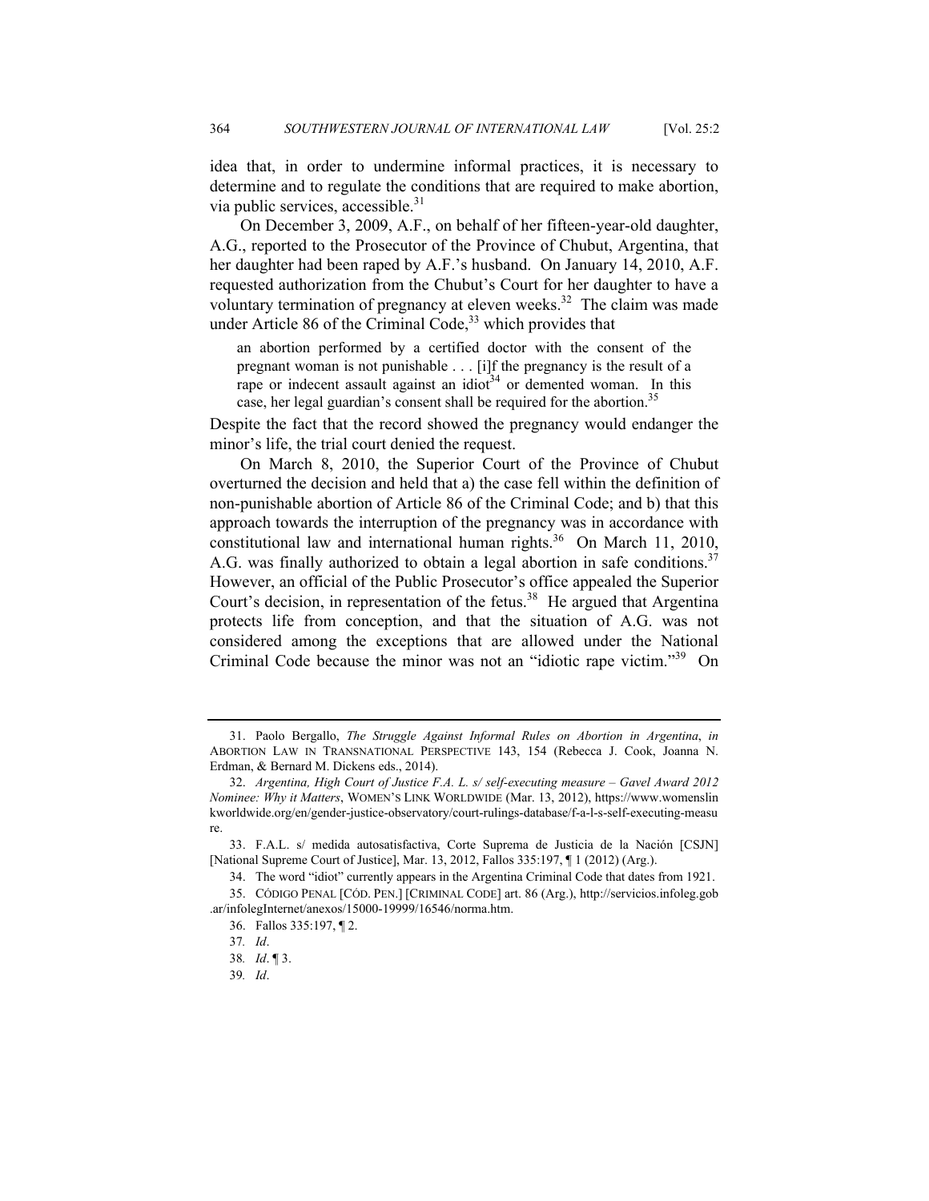idea that, in order to undermine informal practices, it is necessary to determine and to regulate the conditions that are required to make abortion, via public services, accessible.[31]

On December 3, 2009, A.F., on behalf of her fifteen-year-old daughter, A.G., reported to the Prosecutor of the Province of Chubut, Argentina, that her daughter had been raped by A.F.'s husband. On January 14, 2010, A.F. requested authorization from the Chubut's Court for her daughter to have a voluntary termination of pregnancy at eleven weeks.[32] The claim was made under Article 86 of the Criminal Code,[33] which provides that

> an abortion performed by a certified doctor with the consent of the pregnant woman is not punishable . . . [i]f the pregnancy is the result of a rape or indecent assault against an idiot[34] or demented woman. In this case, her legal guardian's consent shall be required for the abortion.[35]

Despite the fact that the record showed the pregnancy would endanger the minor's life, the trial court denied the request.

On March 8, 2010, the Superior Court of the Province of Chubut overturned the decision and held that a) the case fell within the definition of non-punishable abortion of Article 86 of the Criminal Code; and b) that this approach towards the interruption of the pregnancy was in accordance with constitutional law and international human rights.[36] On March 11, 2010, A.G. was finally authorized to obtain a legal abortion in safe conditions.[37] However, an official of the Public Prosecutor's office appealed the Superior Court's decision, in representation of the fetus.[38] He argued that Argentina protects life from conception, and that the situation of A.G. was not considered among the exceptions that are allowed under the National Criminal Code because the minor was not an "idiotic rape victim."[39] On

---

31. Paolo Bergallo, *The Struggle Against Informal Rules on Abortion in Argentina*, *in* ABORTION LAW IN TRANSNATIONAL PERSPECTIVE 143, 154 (Rebecca J. Cook, Joanna N. Erdman, & Bernard M. Dickens eds., 2014).

32. *Argentina, High Court of Justice F.A. L. s/ self-executing measure – Gavel Award 2012 Nominee: Why it Matters*, WOMEN'S LINK WORLDWIDE (Mar. 13, 2012), https://www.womenslinkworldwide.org/en/gender-justice-observatory/court-rulings-database/f-a-l-s-self-executing-measure.

33. F.A.L. s/ medida autosatisfactiva, Corte Suprema de Justicia de la Nación [CSJN] [National Supreme Court of Justice], Mar. 13, 2012, Fallos 335:197, ¶ 1 (2012) (Arg.).

34. The word "idiot" currently appears in the Argentina Criminal Code that dates from 1921.

35. CÓDIGO PENAL [CÓD. PEN.] [CRIMINAL CODE] art. 86 (Arg.), http://servicios.infoleg.gob.ar/infolegInternet/anexos/15000-19999/16546/norma.htm.

36. Fallos 335:197, ¶ 2.

37. *Id*.

38. *Id*. ¶ 3.

39. *Id*.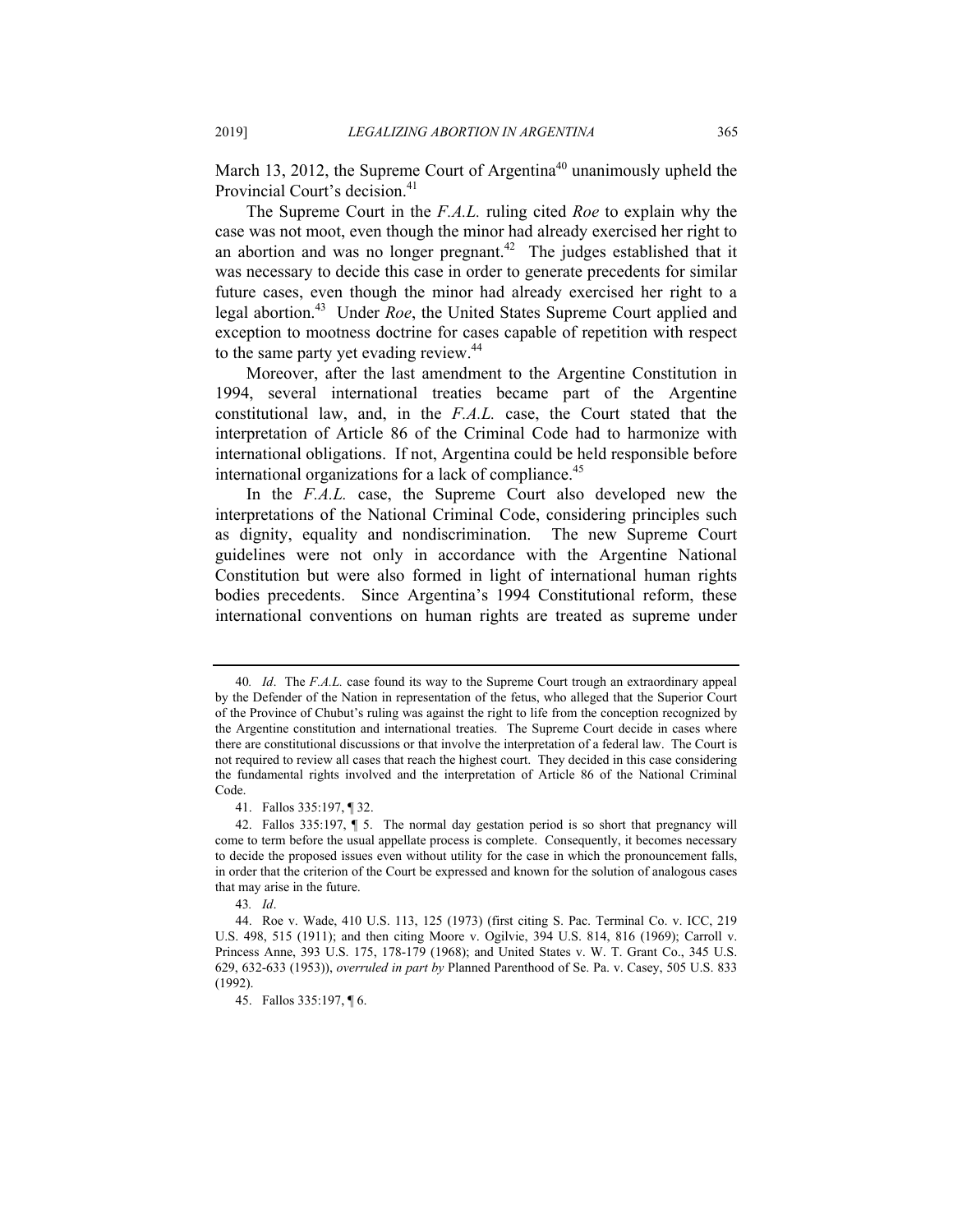March 13, 2012, the Supreme Court of Argentina[40] unanimously upheld the Provincial Court's decision.[41]

The Supreme Court in the *F.A.L.* ruling cited *Roe* to explain why the case was not moot, even though the minor had already exercised her right to an abortion and was no longer pregnant.[42] The judges established that it was necessary to decide this case in order to generate precedents for similar future cases, even though the minor had already exercised her right to a legal abortion.[43] Under *Roe*, the United States Supreme Court applied and exception to mootness doctrine for cases capable of repetition with respect to the same party yet evading review.[44]

Moreover, after the last amendment to the Argentine Constitution in 1994, several international treaties became part of the Argentine constitutional law, and, in the *F.A.L.* case, the Court stated that the interpretation of Article 86 of the Criminal Code had to harmonize with international obligations. If not, Argentina could be held responsible before international organizations for a lack of compliance.[45]

In the *F.A.L.* case, the Supreme Court also developed new the interpretations of the National Criminal Code, considering principles such as dignity, equality and nondiscrimination. The new Supreme Court guidelines were not only in accordance with the Argentine National Constitution but were also formed in light of international human rights bodies precedents. Since Argentina's 1994 Constitutional reform, these international conventions on human rights are treated as supreme under

---

40. *Id*. The *F.A.L.* case found its way to the Supreme Court trough an extraordinary appeal by the Defender of the Nation in representation of the fetus, who alleged that the Superior Court of the Province of Chubut's ruling was against the right to life from the conception recognized by the Argentine constitution and international treaties. The Supreme Court decide in cases where there are constitutional discussions or that involve the interpretation of a federal law. The Court is not required to review all cases that reach the highest court. They decided in this case considering the fundamental rights involved and the interpretation of Article 86 of the National Criminal Code.

41. Fallos 335:197, ¶ 32.

42. Fallos 335:197, ¶ 5. The normal day gestation period is so short that pregnancy will come to term before the usual appellate process is complete. Consequently, it becomes necessary to decide the proposed issues even without utility for the case in which the pronouncement falls, in order that the criterion of the Court be expressed and known for the solution of analogous cases that may arise in the future.

43. *Id*.

44. Roe v. Wade, 410 U.S. 113, 125 (1973) (first citing S. Pac. Terminal Co. v. ICC, 219 U.S. 498, 515 (1911); and then citing Moore v. Ogilvie, 394 U.S. 814, 816 (1969); Carroll v. Princess Anne, 393 U.S. 175, 178-179 (1968); and United States v. W. T. Grant Co., 345 U.S. 629, 632-633 (1953)), *overruled in part by* Planned Parenthood of Se. Pa. v. Casey, 505 U.S. 833 (1992).

45. Fallos 335:197, ¶ 6.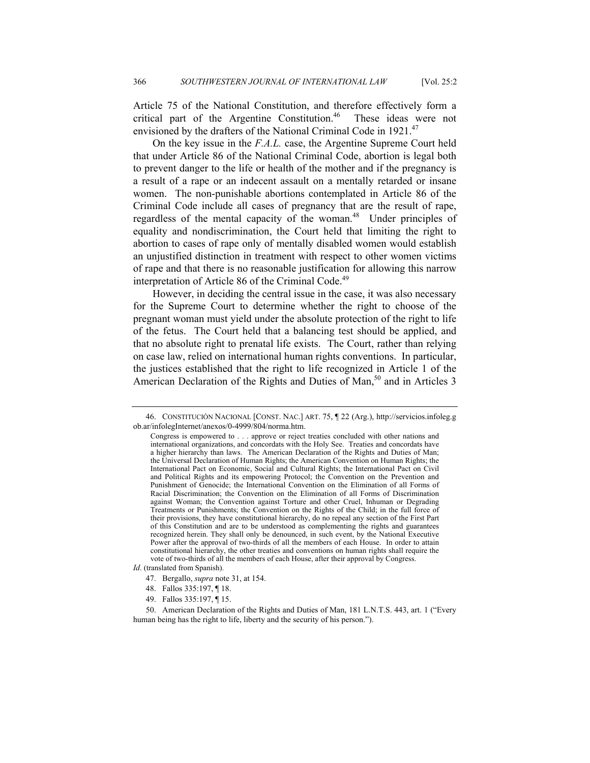Article 75 of the National Constitution, and therefore effectively form a critical part of the Argentine Constitution.[46] These ideas were not envisioned by the drafters of the National Criminal Code in 1921.[47]

On the key issue in the *F.A.L.* case, the Argentine Supreme Court held that under Article 86 of the National Criminal Code, abortion is legal both to prevent danger to the life or health of the mother and if the pregnancy is a result of a rape or an indecent assault on a mentally retarded or insane women. The non-punishable abortions contemplated in Article 86 of the Criminal Code include all cases of pregnancy that are the result of rape, regardless of the mental capacity of the woman.[48] Under principles of equality and nondiscrimination, the Court held that limiting the right to abortion to cases of rape only of mentally disabled women would establish an unjustified distinction in treatment with respect to other women victims of rape and that there is no reasonable justification for allowing this narrow interpretation of Article 86 of the Criminal Code.[49]

However, in deciding the central issue in the case, it was also necessary for the Supreme Court to determine whether the right to choose of the pregnant woman must yield under the absolute protection of the right to life of the fetus. The Court held that a balancing test should be applied, and that no absolute right to prenatal life exists. The Court, rather than relying on case law, relied on international human rights conventions. In particular, the justices established that the right to life recognized in Article 1 of the American Declaration of the Rights and Duties of Man,[50] and in Articles 3

---

46. CONSTITUCIÓN NACIONAL [CONST. NAC.] ART. 75, ¶ 22 (Arg.), http://servicios.infoleg.gob.ar/infolegInternet/anexos/0-4999/804/norma.htm.

> Congress is empowered to . . . approve or reject treaties concluded with other nations and international organizations, and concordats with the Holy See. Treaties and concordats have a higher hierarchy than laws. The American Declaration of the Rights and Duties of Man; the Universal Declaration of Human Rights; the American Convention on Human Rights; the International Pact on Economic, Social and Cultural Rights; the International Pact on Civil and Political Rights and its empowering Protocol; the Convention on the Prevention and Punishment of Genocide; the International Convention on the Elimination of all Forms of Racial Discrimination; the Convention on the Elimination of all Forms of Discrimination against Woman; the Convention against Torture and other Cruel, Inhuman or Degrading Treatments or Punishments; the Convention on the Rights of the Child; in the full force of their provisions, they have constitutional hierarchy, do no repeal any section of the First Part of this Constitution and are to be understood as complementing the rights and guarantees recognized herein. They shall only be denounced, in such event, by the National Executive Power after the approval of two-thirds of all the members of each House. In order to attain constitutional hierarchy, the other treaties and conventions on human rights shall require the vote of two-thirds of all the members of each House, after their approval by Congress.

*Id*. (translated from Spanish).

47. Bergallo, *supra* note 31, at 154.

48. Fallos 335:197, ¶ 18.

49. Fallos 335:197, ¶ 15.

50. American Declaration of the Rights and Duties of Man, 181 L.N.T.S. 443, art. 1 ("Every human being has the right to life, liberty and the security of his person.").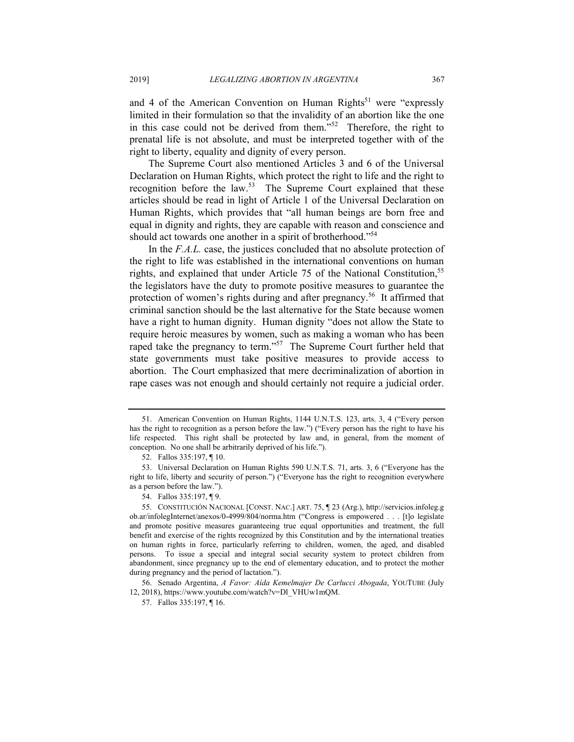and 4 of the American Convention on Human Rights[51] were "expressly limited in their formulation so that the invalidity of an abortion like the one in this case could not be derived from them."[52] Therefore, the right to prenatal life is not absolute, and must be interpreted together with of the right to liberty, equality and dignity of every person.

The Supreme Court also mentioned Articles 3 and 6 of the Universal Declaration on Human Rights, which protect the right to life and the right to recognition before the law.[53] The Supreme Court explained that these articles should be read in light of Article 1 of the Universal Declaration on Human Rights, which provides that "all human beings are born free and equal in dignity and rights, they are capable with reason and conscience and should act towards one another in a spirit of brotherhood."[54]

In the *F.A.L.* case, the justices concluded that no absolute protection of the right to life was established in the international conventions on human rights, and explained that under Article 75 of the National Constitution,[55] the legislators have the duty to promote positive measures to guarantee the protection of women's rights during and after pregnancy.[56] It affirmed that criminal sanction should be the last alternative for the State because women have a right to human dignity. Human dignity "does not allow the State to require heroic measures by women, such as making a woman who has been raped take the pregnancy to term."[57] The Supreme Court further held that state governments must take positive measures to provide access to abortion. The Court emphasized that mere decriminalization of abortion in rape cases was not enough and should certainly not require a judicial order.

---

51. American Convention on Human Rights, 1144 U.N.T.S. 123, arts. 3, 4 ("Every person has the right to recognition as a person before the law.") ("Every person has the right to have his life respected. This right shall be protected by law and, in general, from the moment of conception. No one shall be arbitrarily deprived of his life.").

52. Fallos 335:197, ¶ 10.

53. Universal Declaration on Human Rights 590 U.N.T.S. 71, arts. 3, 6 ("Everyone has the right to life, liberty and security of person.") ("Everyone has the right to recognition everywhere as a person before the law.").

54. Fallos 335:197, ¶ 9.

55. CONSTITUCIÓN NACIONAL [CONST. NAC.] ART. 75, ¶ 23 (Arg.), http://servicios.infoleg.gob.ar/infolegInternet/anexos/0-4999/804/norma.htm ("Congress is empowered . . . [t]o legislate and promote positive measures guaranteeing true equal opportunities and treatment, the full benefit and exercise of the rights recognized by this Constitution and by the international treaties on human rights in force, particularly referring to children, women, the aged, and disabled persons. To issue a special and integral social security system to protect children from abandonment, since pregnancy up to the end of elementary education, and to protect the mother during pregnancy and the period of lactation.").

56. Senado Argentina, *A Favor: Aída Kemelmajer De Carlucci Abogada*, YOUTUBE (July 12, 2018), https://www.youtube.com/watch?v=Dl_VHUw1mQM.

57. Fallos 335:197, ¶ 16.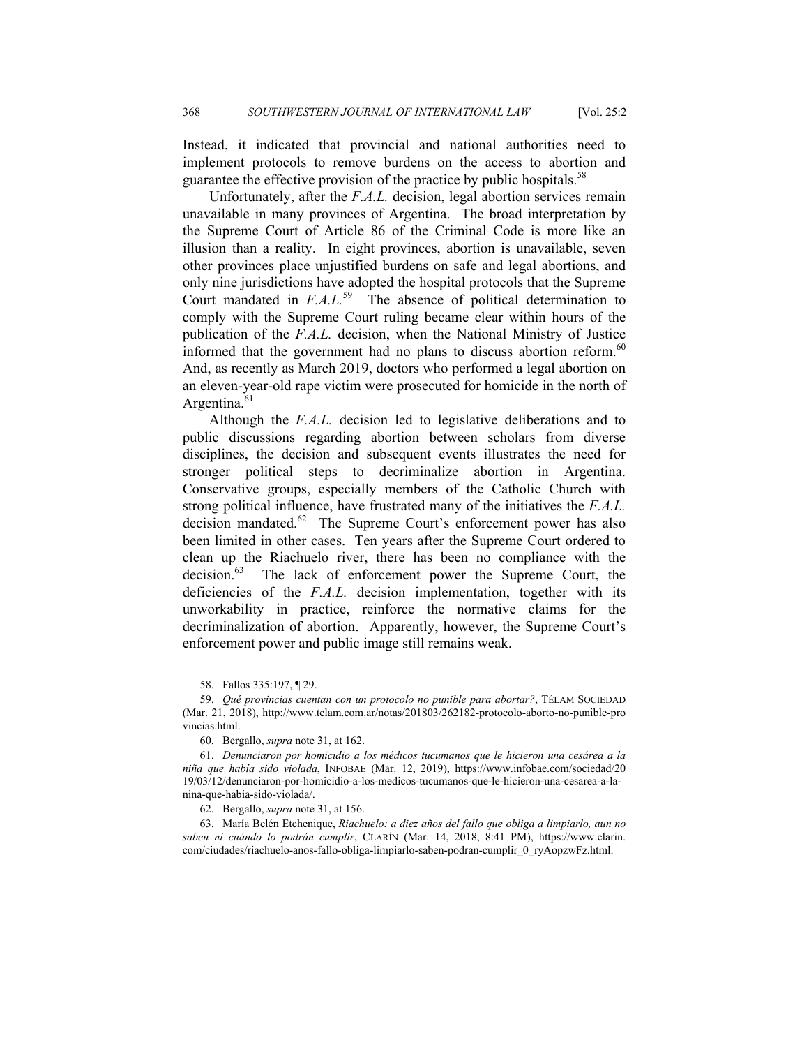Instead, it indicated that provincial and national authorities need to implement protocols to remove burdens on the access to abortion and guarantee the effective provision of the practice by public hospitals.[58]

Unfortunately, after the *F.A.L.* decision, legal abortion services remain unavailable in many provinces of Argentina. The broad interpretation by the Supreme Court of Article 86 of the Criminal Code is more like an illusion than a reality. In eight provinces, abortion is unavailable, seven other provinces place unjustified burdens on safe and legal abortions, and only nine jurisdictions have adopted the hospital protocols that the Supreme Court mandated in *F.A.L.*[59] The absence of political determination to comply with the Supreme Court ruling became clear within hours of the publication of the *F.A.L.* decision, when the National Ministry of Justice informed that the government had no plans to discuss abortion reform.[60] And, as recently as March 2019, doctors who performed a legal abortion on an eleven-year-old rape victim were prosecuted for homicide in the north of Argentina.[61]

Although the *F.A.L.* decision led to legislative deliberations and to public discussions regarding abortion between scholars from diverse disciplines, the decision and subsequent events illustrates the need for stronger political steps to decriminalize abortion in Argentina. Conservative groups, especially members of the Catholic Church with strong political influence, have frustrated many of the initiatives the *F.A.L.* decision mandated.[62] The Supreme Court's enforcement power has also been limited in other cases. Ten years after the Supreme Court ordered to clean up the Riachuelo river, there has been no compliance with the decision.[63] The lack of enforcement power the Supreme Court, the deficiencies of the *F.A.L.* decision implementation, together with its unworkability in practice, reinforce the normative claims for the decriminalization of abortion. Apparently, however, the Supreme Court's enforcement power and public image still remains weak.

---

58. Fallos 335:197, ¶ 29.

59. *Qué provincias cuentan con un protocolo no punible para abortar?*, TÉLAM SOCIEDAD (Mar. 21, 2018), http://www.telam.com.ar/notas/201803/262182-protocolo-aborto-no-punible-provincias.html.

60. Bergallo, *supra* note 31, at 162.

61. *Denunciaron por homicidio a los médicos tucumanos que le hicieron una cesárea a la niña que había sido violada*, INFOBAE (Mar. 12, 2019), https://www.infobae.com/sociedad/2019/03/12/denunciaron-por-homicidio-a-los-medicos-tucumanos-que-le-hicieron-una-cesarea-a-la-nina-que-habia-sido-violada/.

62. Bergallo, *supra* note 31, at 156.

63. María Belén Etchenique, *Riachuelo: a diez años del fallo que obliga a limpiarlo, aun no saben ni cuándo lo podrán cumplir*, CLARÍN (Mar. 14, 2018, 8:41 PM), https://www.clarin.com/ciudades/riachuelo-anos-fallo-obliga-limpiarlo-saben-podran-cumplir_0_ryAopzwFz.html.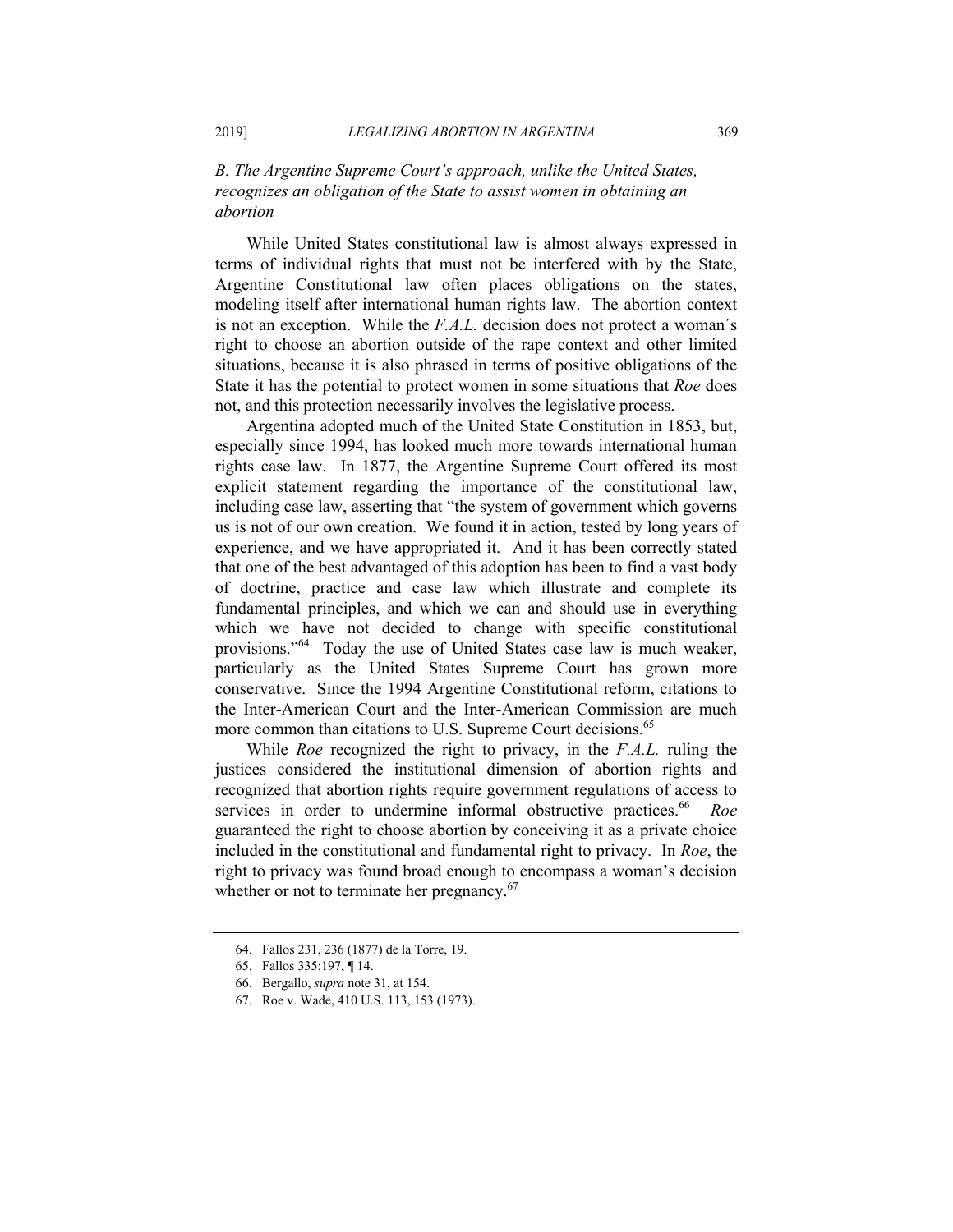### *B. The Argentine Supreme Court's approach, unlike the United States, recognizes an obligation of the State to assist women in obtaining an abortion*

While United States constitutional law is almost always expressed in terms of individual rights that must not be interfered with by the State, Argentine Constitutional law often places obligations on the states, modeling itself after international human rights law. The abortion context is not an exception. While the *F.A.L.* decision does not protect a woman´s right to choose an abortion outside of the rape context and other limited situations, because it is also phrased in terms of positive obligations of the State it has the potential to protect women in some situations that *Roe* does not, and this protection necessarily involves the legislative process.

Argentina adopted much of the United State Constitution in 1853, but, especially since 1994, has looked much more towards international human rights case law. In 1877, the Argentine Supreme Court offered its most explicit statement regarding the importance of the constitutional law, including case law, asserting that "the system of government which governs us is not of our own creation. We found it in action, tested by long years of experience, and we have appropriated it. And it has been correctly stated that one of the best advantaged of this adoption has been to find a vast body of doctrine, practice and case law which illustrate and complete its fundamental principles, and which we can and should use in everything which we have not decided to change with specific constitutional provisions."[64] Today the use of United States case law is much weaker, particularly as the United States Supreme Court has grown more conservative. Since the 1994 Argentine Constitutional reform, citations to the Inter-American Court and the Inter-American Commission are much more common than citations to U.S. Supreme Court decisions.[65]

While *Roe* recognized the right to privacy, in the *F.A.L.* ruling the justices considered the institutional dimension of abortion rights and recognized that abortion rights require government regulations of access to services in order to undermine informal obstructive practices.[66] *Roe* guaranteed the right to choose abortion by conceiving it as a private choice included in the constitutional and fundamental right to privacy. In *Roe*, the right to privacy was found broad enough to encompass a woman's decision whether or not to terminate her pregnancy.[67]

---

64. Fallos 231, 236 (1877) de la Torre, 19.

65. Fallos 335:197, ¶ 14.

66. Bergallo, *supra* note 31, at 154.

67. Roe v. Wade, 410 U.S. 113, 153 (1973).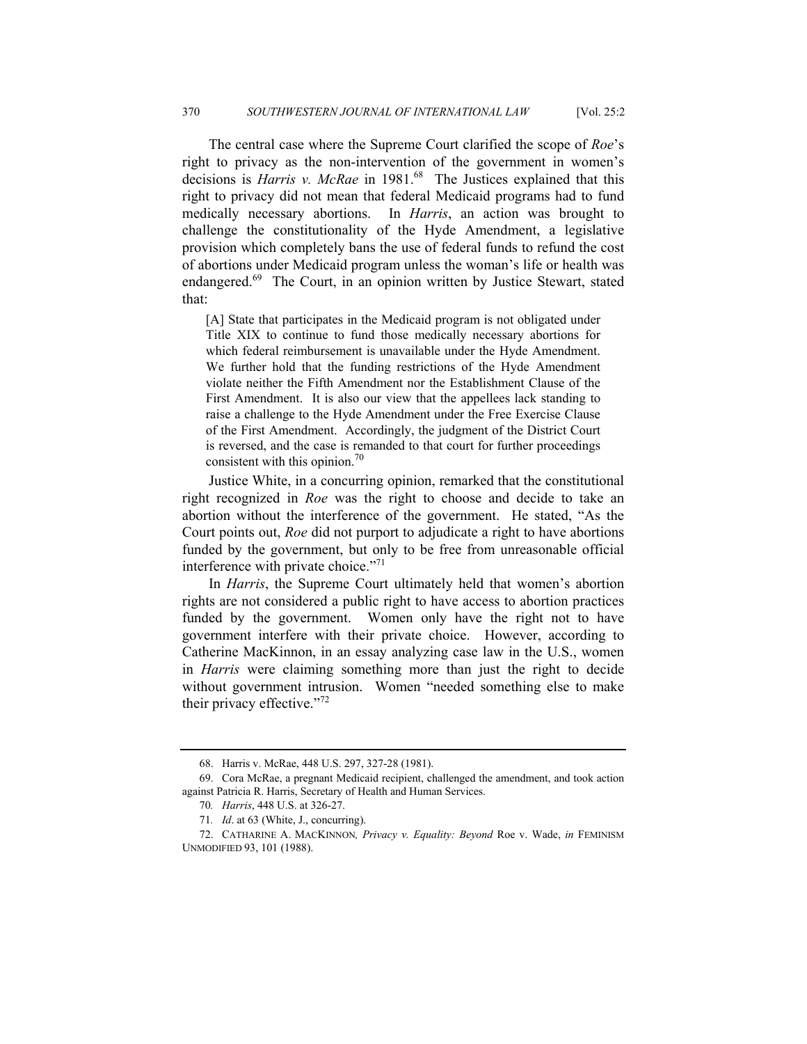The central case where the Supreme Court clarified the scope of *Roe*'s right to privacy as the non-intervention of the government in women's decisions is *Harris v. McRae* in 1981.[68] The Justices explained that this right to privacy did not mean that federal Medicaid programs had to fund medically necessary abortions. In *Harris*, an action was brought to challenge the constitutionality of the Hyde Amendment, a legislative provision which completely bans the use of federal funds to refund the cost of abortions under Medicaid program unless the woman's life or health was endangered.[69] The Court, in an opinion written by Justice Stewart, stated that:

> [A] State that participates in the Medicaid program is not obligated under Title XIX to continue to fund those medically necessary abortions for which federal reimbursement is unavailable under the Hyde Amendment. We further hold that the funding restrictions of the Hyde Amendment violate neither the Fifth Amendment nor the Establishment Clause of the First Amendment. It is also our view that the appellees lack standing to raise a challenge to the Hyde Amendment under the Free Exercise Clause of the First Amendment. Accordingly, the judgment of the District Court is reversed, and the case is remanded to that court for further proceedings consistent with this opinion.[70]

Justice White, in a concurring opinion, remarked that the constitutional right recognized in *Roe* was the right to choose and decide to take an abortion without the interference of the government. He stated, "As the Court points out, *Roe* did not purport to adjudicate a right to have abortions funded by the government, but only to be free from unreasonable official interference with private choice."[71]

In *Harris*, the Supreme Court ultimately held that women's abortion rights are not considered a public right to have access to abortion practices funded by the government. Women only have the right not to have government interfere with their private choice. However, according to Catherine MacKinnon, in an essay analyzing case law in the U.S., women in *Harris* were claiming something more than just the right to decide without government intrusion. Women "needed something else to make their privacy effective."[72]

---

68. Harris v. McRae, 448 U.S. 297, 327-28 (1981).

69. Cora McRae, a pregnant Medicaid recipient, challenged the amendment, and took action against Patricia R. Harris, Secretary of Health and Human Services.

70. *Harris*, 448 U.S. at 326-27.

71. *Id*. at 63 (White, J., concurring).

72. CATHARINE A. MACKINNON, *Privacy v. Equality: Beyond* Roe v. Wade, *in* FEMINISM UNMODIFIED 93, 101 (1988).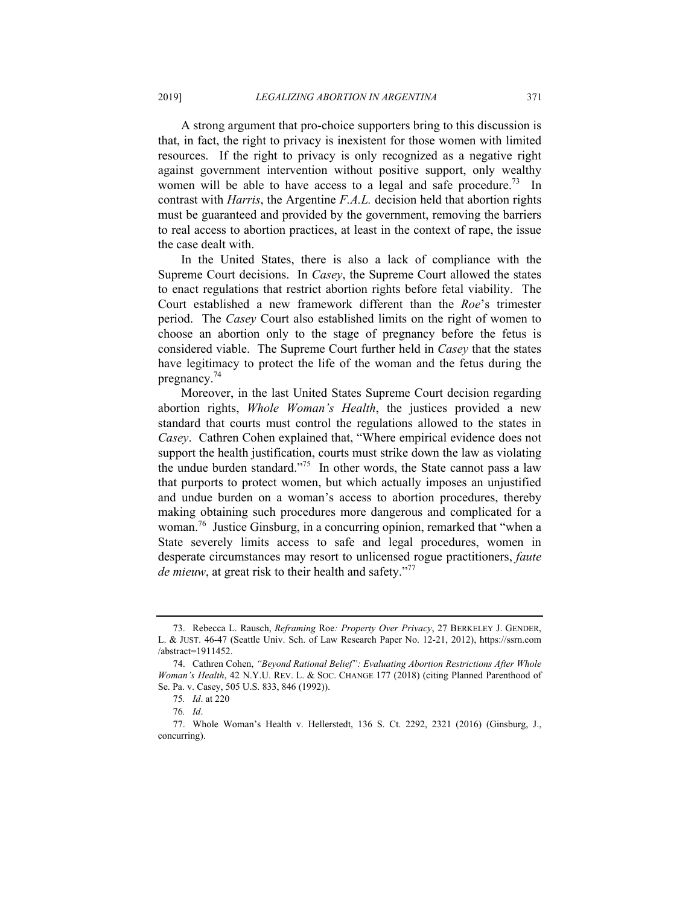A strong argument that pro-choice supporters bring to this discussion is that, in fact, the right to privacy is inexistent for those women with limited resources. If the right to privacy is only recognized as a negative right against government intervention without positive support, only wealthy women will be able to have access to a legal and safe procedure.[73] In contrast with *Harris*, the Argentine *F.A.L.* decision held that abortion rights must be guaranteed and provided by the government, removing the barriers to real access to abortion practices, at least in the context of rape, the issue the case dealt with.

In the United States, there is also a lack of compliance with the Supreme Court decisions. In *Casey*, the Supreme Court allowed the states to enact regulations that restrict abortion rights before fetal viability. The Court established a new framework different than the *Roe*'s trimester period. The *Casey* Court also established limits on the right of women to choose an abortion only to the stage of pregnancy before the fetus is considered viable. The Supreme Court further held in *Casey* that the states have legitimacy to protect the life of the woman and the fetus during the pregnancy.[74]

Moreover, in the last United States Supreme Court decision regarding abortion rights, *Whole Woman's Health*, the justices provided a new standard that courts must control the regulations allowed to the states in *Casey*. Cathren Cohen explained that, "Where empirical evidence does not support the health justification, courts must strike down the law as violating the undue burden standard."[75] In other words, the State cannot pass a law that purports to protect women, but which actually imposes an unjustified and undue burden on a woman's access to abortion procedures, thereby making obtaining such procedures more dangerous and complicated for a woman.[76] Justice Ginsburg, in a concurring opinion, remarked that "when a State severely limits access to safe and legal procedures, women in desperate circumstances may resort to unlicensed rogue practitioners, *faute de mieuw*, at great risk to their health and safety."[77]

---

73. Rebecca L. Rausch, *Reframing* Roe*: Property Over Privacy*, 27 BERKELEY J. GENDER, L. & JUST. 46-47 (Seattle Univ. Sch. of Law Research Paper No. 12-21, 2012), https://ssrn.com/abstract=1911452.

74. Cathren Cohen, *"Beyond Rational Belief": Evaluating Abortion Restrictions After Whole Woman's Health*, 42 N.Y.U. REV. L. & SOC. CHANGE 177 (2018) (citing Planned Parenthood of Se. Pa. v. Casey, 505 U.S. 833, 846 (1992)).

75. *Id*. at 220

76. *Id*.

77. Whole Woman's Health v. Hellerstedt, 136 S. Ct. 2292, 2321 (2016) (Ginsburg, J., concurring).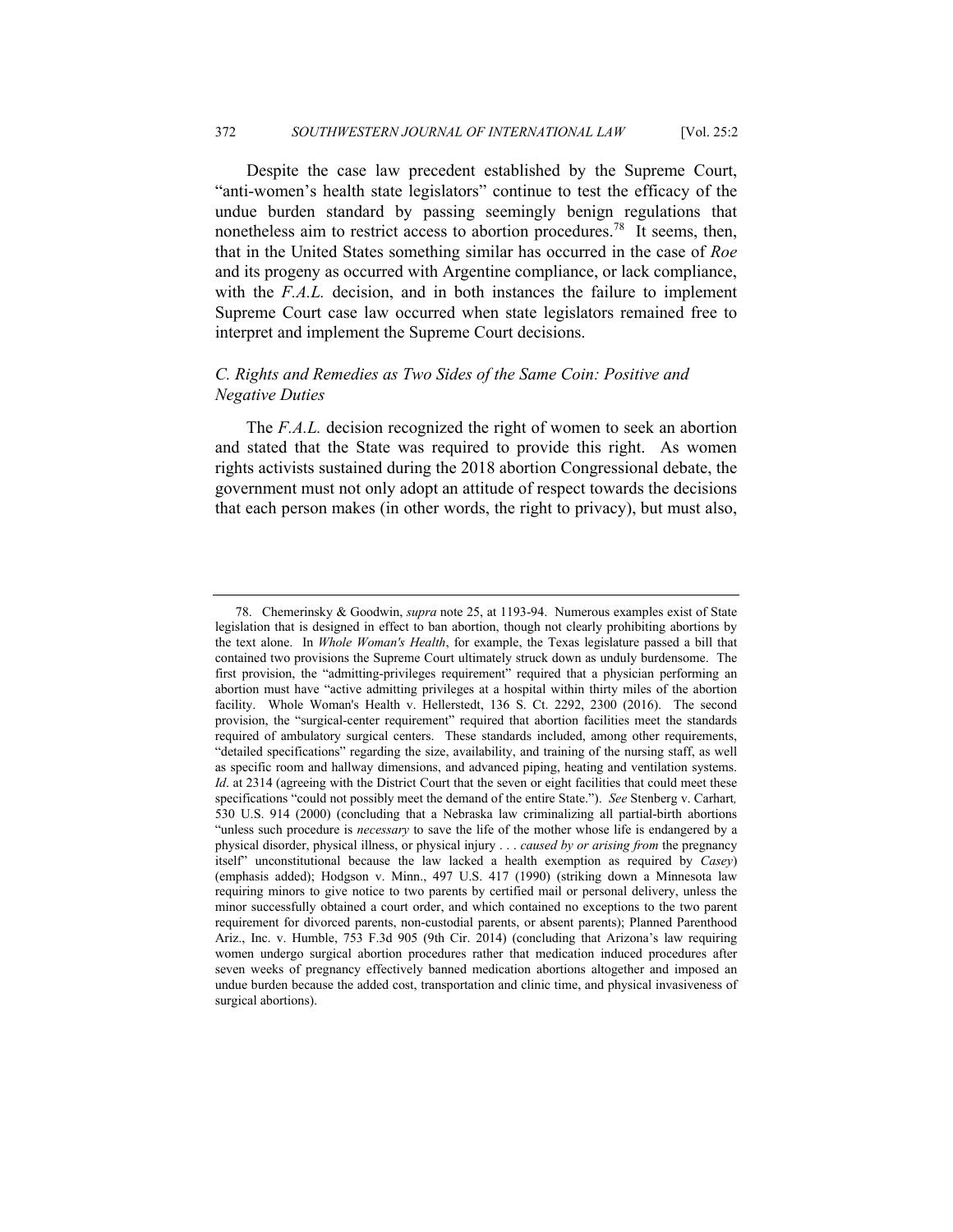Despite the case law precedent established by the Supreme Court, "anti-women's health state legislators" continue to test the efficacy of the undue burden standard by passing seemingly benign regulations that nonetheless aim to restrict access to abortion procedures.[78] It seems, then, that in the United States something similar has occurred in the case of *Roe* and its progeny as occurred with Argentine compliance, or lack compliance, with the *F.A.L.* decision, and in both instances the failure to implement Supreme Court case law occurred when state legislators remained free to interpret and implement the Supreme Court decisions.

### *C. Rights and Remedies as Two Sides of the Same Coin: Positive and Negative Duties*

The *F.A.L.* decision recognized the right of women to seek an abortion and stated that the State was required to provide this right. As women rights activists sustained during the 2018 abortion Congressional debate, the government must not only adopt an attitude of respect towards the decisions that each person makes (in other words, the right to privacy), but must also,

---

78. Chemerinsky & Goodwin, *supra* note 25, at 1193-94. Numerous examples exist of State legislation that is designed in effect to ban abortion, though not clearly prohibiting abortions by the text alone. In *Whole Woman's Health*, for example, the Texas legislature passed a bill that contained two provisions the Supreme Court ultimately struck down as unduly burdensome. The first provision, the "admitting-privileges requirement" required that a physician performing an abortion must have "active admitting privileges at a hospital within thirty miles of the abortion facility. Whole Woman's Health v. Hellerstedt, 136 S. Ct. 2292, 2300 (2016). The second provision, the "surgical-center requirement" required that abortion facilities meet the standards required of ambulatory surgical centers. These standards included, among other requirements, "detailed specifications" regarding the size, availability, and training of the nursing staff, as well as specific room and hallway dimensions, and advanced piping, heating and ventilation systems. *Id*. at 2314 (agreeing with the District Court that the seven or eight facilities that could meet these specifications "could not possibly meet the demand of the entire State."). *See* Stenberg v. Carhart*,* 530 U.S. 914 (2000) (concluding that a Nebraska law criminalizing all partial-birth abortions "unless such procedure is *necessary* to save the life of the mother whose life is endangered by a physical disorder, physical illness, or physical injury . . . *caused by or arising from* the pregnancy itself" unconstitutional because the law lacked a health exemption as required by *Casey*) (emphasis added); Hodgson v. Minn., 497 U.S. 417 (1990) (striking down a Minnesota law requiring minors to give notice to two parents by certified mail or personal delivery, unless the minor successfully obtained a court order, and which contained no exceptions to the two parent requirement for divorced parents, non-custodial parents, or absent parents); Planned Parenthood Ariz., Inc. v. Humble, 753 F.3d 905 (9th Cir. 2014) (concluding that Arizona's law requiring women undergo surgical abortion procedures rather that medication induced procedures after seven weeks of pregnancy effectively banned medication abortions altogether and imposed an undue burden because the added cost, transportation and clinic time, and physical invasiveness of surgical abortions).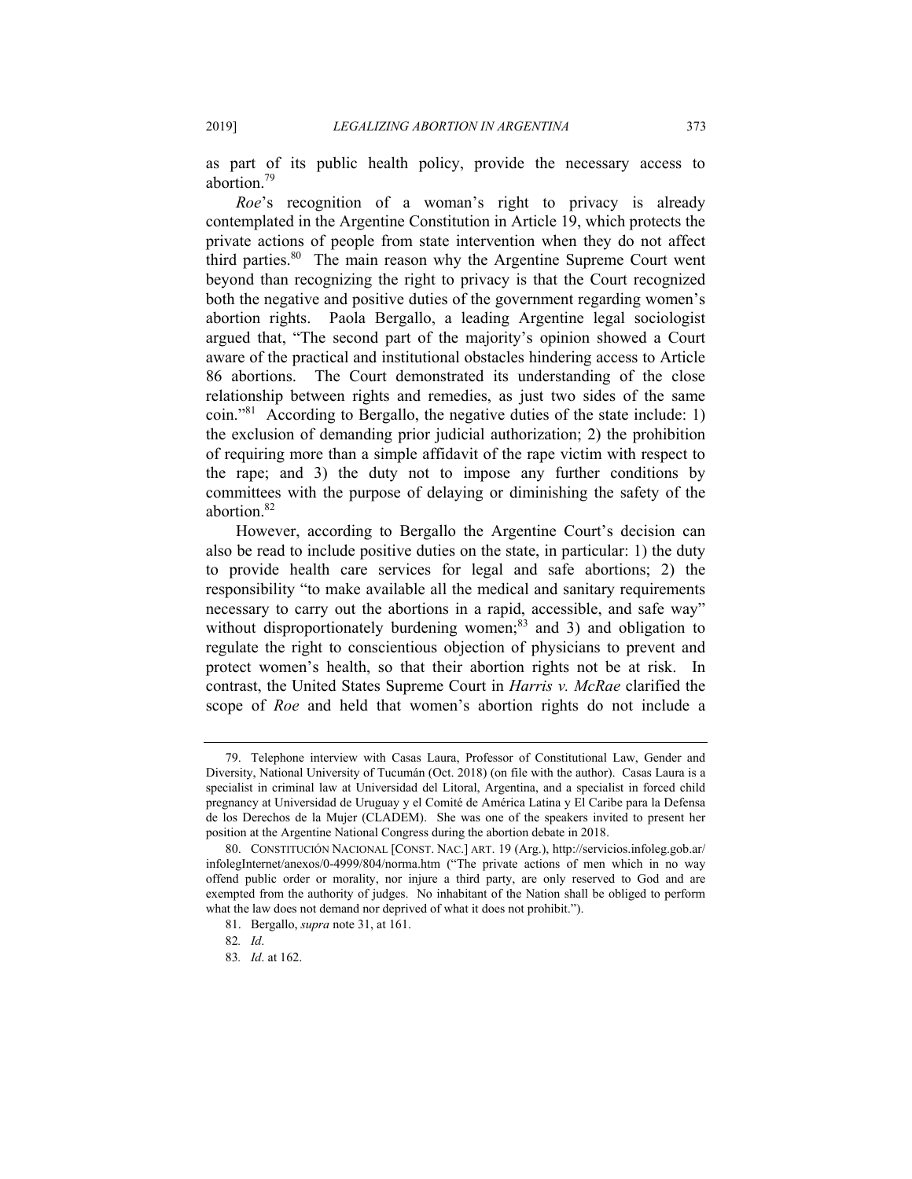as part of its public health policy, provide the necessary access to abortion.[79]

*Roe*'s recognition of a woman's right to privacy is already contemplated in the Argentine Constitution in Article 19, which protects the private actions of people from state intervention when they do not affect third parties.[80] The main reason why the Argentine Supreme Court went beyond than recognizing the right to privacy is that the Court recognized both the negative and positive duties of the government regarding women's abortion rights. Paola Bergallo, a leading Argentine legal sociologist argued that, "The second part of the majority's opinion showed a Court aware of the practical and institutional obstacles hindering access to Article 86 abortions. The Court demonstrated its understanding of the close relationship between rights and remedies, as just two sides of the same coin."[81] According to Bergallo, the negative duties of the state include: 1) the exclusion of demanding prior judicial authorization; 2) the prohibition of requiring more than a simple affidavit of the rape victim with respect to the rape; and 3) the duty not to impose any further conditions by committees with the purpose of delaying or diminishing the safety of the abortion.[82]

However, according to Bergallo the Argentine Court's decision can also be read to include positive duties on the state, in particular: 1) the duty to provide health care services for legal and safe abortions; 2) the responsibility "to make available all the medical and sanitary requirements necessary to carry out the abortions in a rapid, accessible, and safe way" without disproportionately burdening women;[83] and 3) and obligation to regulate the right to conscientious objection of physicians to prevent and protect women's health, so that their abortion rights not be at risk. In contrast, the United States Supreme Court in *Harris v. McRae* clarified the scope of *Roe* and held that women's abortion rights do not include a

---

79. Telephone interview with Casas Laura, Professor of Constitutional Law, Gender and Diversity, National University of Tucumán (Oct. 2018) (on file with the author). Casas Laura is a specialist in criminal law at Universidad del Litoral, Argentina, and a specialist in forced child pregnancy at Universidad de Uruguay y el Comité de América Latina y El Caribe para la Defensa de los Derechos de la Mujer (CLADEM). She was one of the speakers invited to present her position at the Argentine National Congress during the abortion debate in 2018.

80. CONSTITUCIÓN NACIONAL [CONST. NAC.] ART. 19 (Arg.), http://servicios.infoleg.gob.ar/infolegInternet/anexos/0-4999/804/norma.htm ("The private actions of men which in no way offend public order or morality, nor injure a third party, are only reserved to God and are exempted from the authority of judges. No inhabitant of the Nation shall be obliged to perform what the law does not demand nor deprived of what it does not prohibit.").

81. Bergallo, *supra* note 31, at 161.

82. *Id*.

83. *Id*. at 162.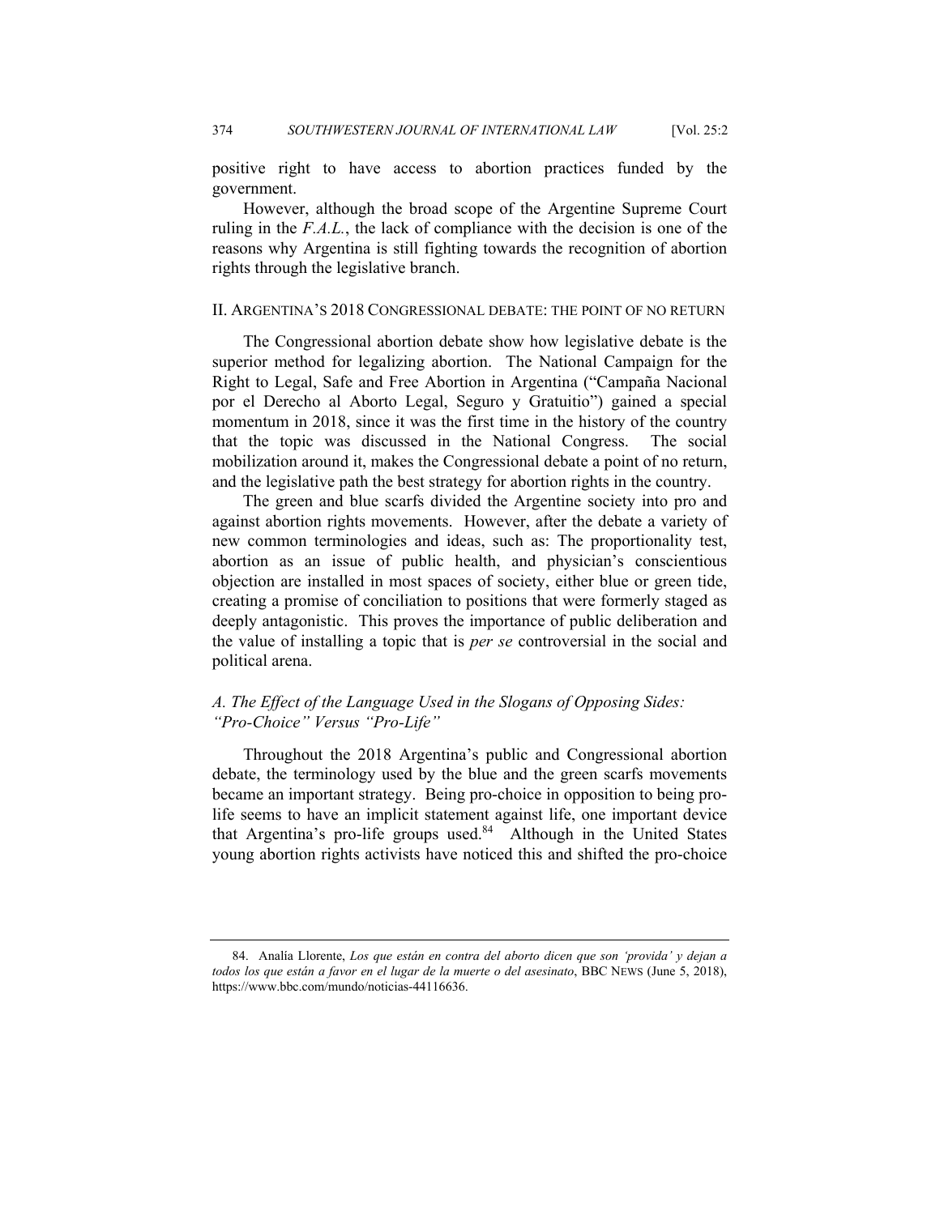positive right to have access to abortion practices funded by the government.

However, although the broad scope of the Argentine Supreme Court ruling in the *F.A.L.*, the lack of compliance with the decision is one of the reasons why Argentina is still fighting towards the recognition of abortion rights through the legislative branch.

## II. Argentina's 2018 Congressional debate: the point of no return

The Congressional abortion debate show how legislative debate is the superior method for legalizing abortion. The National Campaign for the Right to Legal, Safe and Free Abortion in Argentina ("Campaña Nacional por el Derecho al Aborto Legal, Seguro y Gratuitio") gained a special momentum in 2018, since it was the first time in the history of the country that the topic was discussed in the National Congress. The social mobilization around it, makes the Congressional debate a point of no return, and the legislative path the best strategy for abortion rights in the country.

The green and blue scarfs divided the Argentine society into pro and against abortion rights movements. However, after the debate a variety of new common terminologies and ideas, such as: The proportionality test, abortion as an issue of public health, and physician's conscientious objection are installed in most spaces of society, either blue or green tide, creating a promise of conciliation to positions that were formerly staged as deeply antagonistic. This proves the importance of public deliberation and the value of installing a topic that is *per se* controversial in the social and political arena.

### *A. The Effect of the Language Used in the Slogans of Opposing Sides: "Pro-Choice" Versus "Pro-Life"*

Throughout the 2018 Argentina's public and Congressional abortion debate, the terminology used by the blue and the green scarfs movements became an important strategy. Being pro-choice in opposition to being pro-life seems to have an implicit statement against life, one important device that Argentina's pro-life groups used.[84] Although in the United States young abortion rights activists have noticed this and shifted the pro-choice

---

84. Analía Llorente, *Los que están en contra del aborto dicen que son 'provida' y dejan a todos los que están a favor en el lugar de la muerte o del asesinato*, BBC NEWS (June 5, 2018), https://www.bbc.com/mundo/noticias-44116636.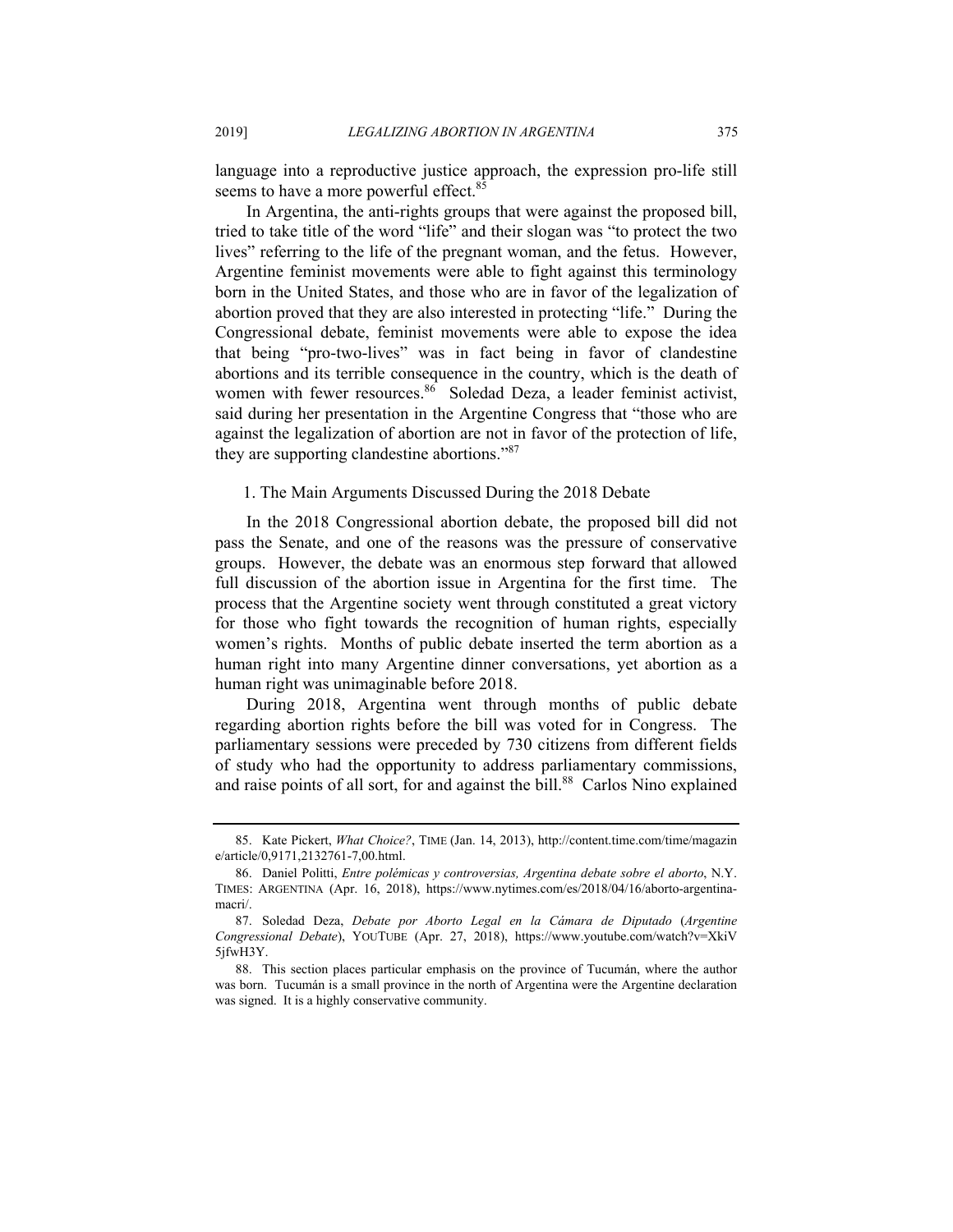language into a reproductive justice approach, the expression pro-life still seems to have a more powerful effect.[85]

In Argentina, the anti-rights groups that were against the proposed bill, tried to take title of the word "life" and their slogan was "to protect the two lives" referring to the life of the pregnant woman, and the fetus. However, Argentine feminist movements were able to fight against this terminology born in the United States, and those who are in favor of the legalization of abortion proved that they are also interested in protecting "life." During the Congressional debate, feminist movements were able to expose the idea that being "pro-two-lives" was in fact being in favor of clandestine abortions and its terrible consequence in the country, which is the death of women with fewer resources.[86] Soledad Deza, a leader feminist activist, said during her presentation in the Argentine Congress that "those who are against the legalization of abortion are not in favor of the protection of life, they are supporting clandestine abortions."[87]

### 1. The Main Arguments Discussed During the 2018 Debate

In the 2018 Congressional abortion debate, the proposed bill did not pass the Senate, and one of the reasons was the pressure of conservative groups. However, the debate was an enormous step forward that allowed full discussion of the abortion issue in Argentina for the first time. The process that the Argentine society went through constituted a great victory for those who fight towards the recognition of human rights, especially women's rights. Months of public debate inserted the term abortion as a human right into many Argentine dinner conversations, yet abortion as a human right was unimaginable before 2018.

During 2018, Argentina went through months of public debate regarding abortion rights before the bill was voted for in Congress. The parliamentary sessions were preceded by 730 citizens from different fields of study who had the opportunity to address parliamentary commissions, and raise points of all sort, for and against the bill.[88] Carlos Nino explained

---

85. Kate Pickert, *What Choice?*, TIME (Jan. 14, 2013), http://content.time.com/time/magazine/article/0,9171,2132761-7,00.html.

86. Daniel Politti, *Entre polémicas y controversias, Argentina debate sobre el aborto*, N.Y. TIMES: ARGENTINA (Apr. 16, 2018), https://www.nytimes.com/es/2018/04/16/aborto-argentina-macri/.

87. Soledad Deza, *Debate por Aborto Legal en la Cámara de Diputado* (*Argentine Congressional Debate*), YOUTUBE (Apr. 27, 2018), https://www.youtube.com/watch?v=XkiV5jfwH3Y.

88. This section places particular emphasis on the province of Tucumán, where the author was born. Tucumán is a small province in the north of Argentina were the Argentine declaration was signed. It is a highly conservative community.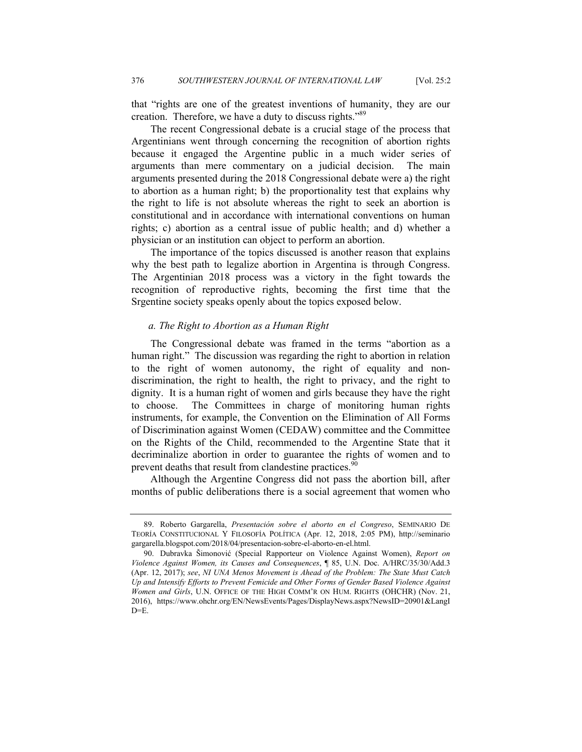that "rights are one of the greatest inventions of humanity, they are our creation. Therefore, we have a duty to discuss rights."[89]

The recent Congressional debate is a crucial stage of the process that Argentinians went through concerning the recognition of abortion rights because it engaged the Argentine public in a much wider series of arguments than mere commentary on a judicial decision. The main arguments presented during the 2018 Congressional debate were a) the right to abortion as a human right; b) the proportionality test that explains why the right to life is not absolute whereas the right to seek an abortion is constitutional and in accordance with international conventions on human rights; c) abortion as a central issue of public health; and d) whether a physician or an institution can object to perform an abortion.

The importance of the topics discussed is another reason that explains why the best path to legalize abortion in Argentina is through Congress. The Argentinian 2018 process was a victory in the fight towards the recognition of reproductive rights, becoming the first time that the Srgentine society speaks openly about the topics exposed below.

*a. The Right to Abortion as a Human Right*

The Congressional debate was framed in the terms "abortion as a human right." The discussion was regarding the right to abortion in relation to the right of women autonomy, the right of equality and non-discrimination, the right to health, the right to privacy, and the right to dignity. It is a human right of women and girls because they have the right to choose. The Committees in charge of monitoring human rights instruments, for example, the Convention on the Elimination of All Forms of Discrimination against Women (CEDAW) committee and the Committee on the Rights of the Child, recommended to the Argentine State that it decriminalize abortion in order to guarantee the rights of women and to prevent deaths that result from clandestine practices.[90]

Although the Argentine Congress did not pass the abortion bill, after months of public deliberations there is a social agreement that women who

---

89. Roberto Gargarella, *Presentación sobre el aborto en el Congreso*, SEMINARIO DE TEORÍA CONSTITUCIONAL Y FILOSOFÍA POLÍTICA (Apr. 12, 2018, 2:05 PM), http://seminariogargarella.blogspot.com/2018/04/presentacion-sobre-el-aborto-en-el.html.

90. Dubravka Šimonović (Special Rapporteur on Violence Against Women), *Report on Violence Against Women, its Causes and Consequences*, ¶ 85, U.N. Doc. A/HRC/35/30/Add.3 (Apr. 12, 2017); *see*, *NI UNA Menos Movement is Ahead of the Problem: The State Must Catch Up and Intensify Efforts to Prevent Femicide and Other Forms of Gender Based Violence Against Women and Girls*, U.N. OFFICE OF THE HIGH COMM'R ON HUM. RIGHTS (OHCHR) (Nov. 21, 2016), https://www.ohchr.org/EN/NewsEvents/Pages/DisplayNews.aspx?NewsID=20901&LangID=E.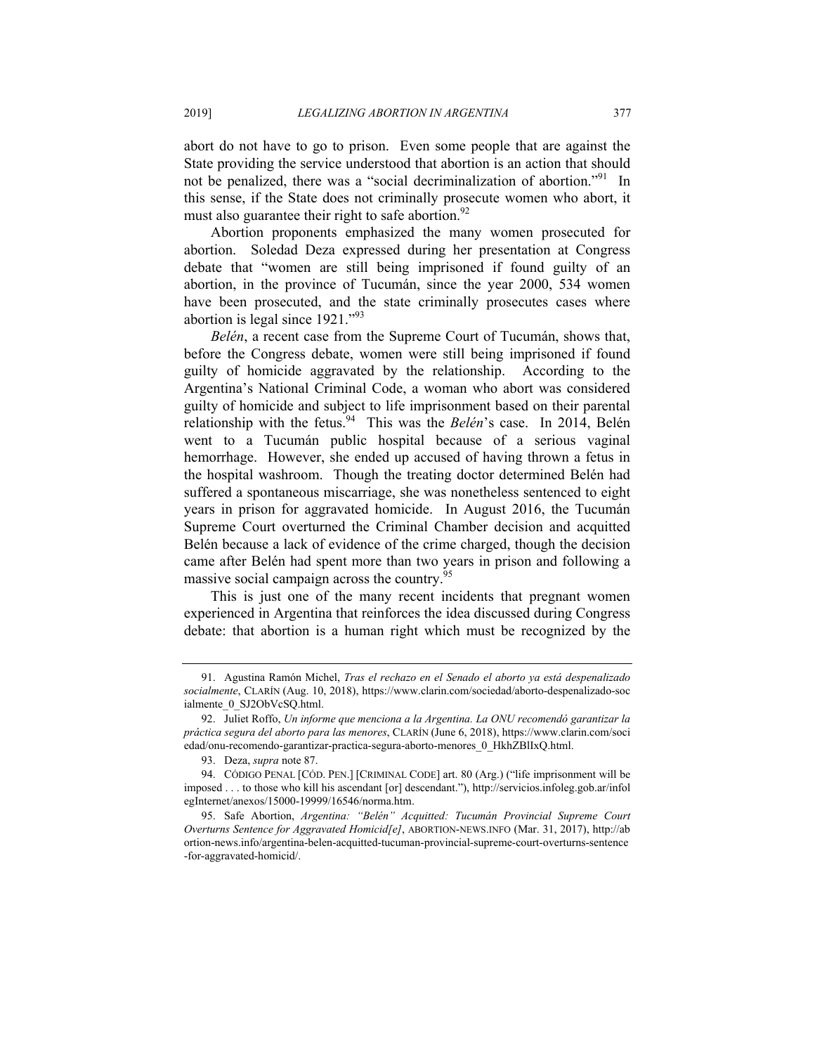abort do not have to go to prison. Even some people that are against the State providing the service understood that abortion is an action that should not be penalized, there was a "social decriminalization of abortion."[91] In this sense, if the State does not criminally prosecute women who abort, it must also guarantee their right to safe abortion.[92]

Abortion proponents emphasized the many women prosecuted for abortion. Soledad Deza expressed during her presentation at Congress debate that "women are still being imprisoned if found guilty of an abortion, in the province of Tucumán, since the year 2000, 534 women have been prosecuted, and the state criminally prosecutes cases where abortion is legal since 1921."[93]

*Belén*, a recent case from the Supreme Court of Tucumán, shows that, before the Congress debate, women were still being imprisoned if found guilty of homicide aggravated by the relationship. According to the Argentina's National Criminal Code, a woman who abort was considered guilty of homicide and subject to life imprisonment based on their parental relationship with the fetus.[94] This was the *Belén*'s case. In 2014, Belén went to a Tucumán public hospital because of a serious vaginal hemorrhage. However, she ended up accused of having thrown a fetus in the hospital washroom. Though the treating doctor determined Belén had suffered a spontaneous miscarriage, she was nonetheless sentenced to eight years in prison for aggravated homicide. In August 2016, the Tucumán Supreme Court overturned the Criminal Chamber decision and acquitted Belén because a lack of evidence of the crime charged, though the decision came after Belén had spent more than two years in prison and following a massive social campaign across the country.[95]

This is just one of the many recent incidents that pregnant women experienced in Argentina that reinforces the idea discussed during Congress debate: that abortion is a human right which must be recognized by the

---

91. Agustina Ramón Michel, *Tras el rechazo en el Senado el aborto ya está despenalizado socialmente*, CLARÍN (Aug. 10, 2018), https://www.clarin.com/sociedad/aborto-despenalizado-socialmente_0_SJ2ObVcSQ.html.

92. Juliet Roffo, *Un informe que menciona a la Argentina. La ONU recomendó garantizar la práctica segura del aborto para las menores*, CLARÍN (June 6, 2018), https://www.clarin.com/sociedad/onu-recomendo-garantizar-practica-segura-aborto-menores_0_HkhZBlIxQ.html.

93. Deza, *supra* note 87.

94. CÓDIGO PENAL [CÓD. PEN.] [CRIMINAL CODE] art. 80 (Arg.) ("life imprisonment will be imposed . . . to those who kill his ascendant [or] descendant."), http://servicios.infoleg.gob.ar/infolegInternet/anexos/15000-19999/16546/norma.htm.

95. Safe Abortion, *Argentina: "Belén" Acquitted: Tucumán Provincial Supreme Court Overturns Sentence for Aggravated Homicid[e]*, ABORTION-NEWS.INFO (Mar. 31, 2017), http://abortion-news.info/argentina-belen-acquitted-tucuman-provincial-supreme-court-overturns-sentence-for-aggravated-homicid/.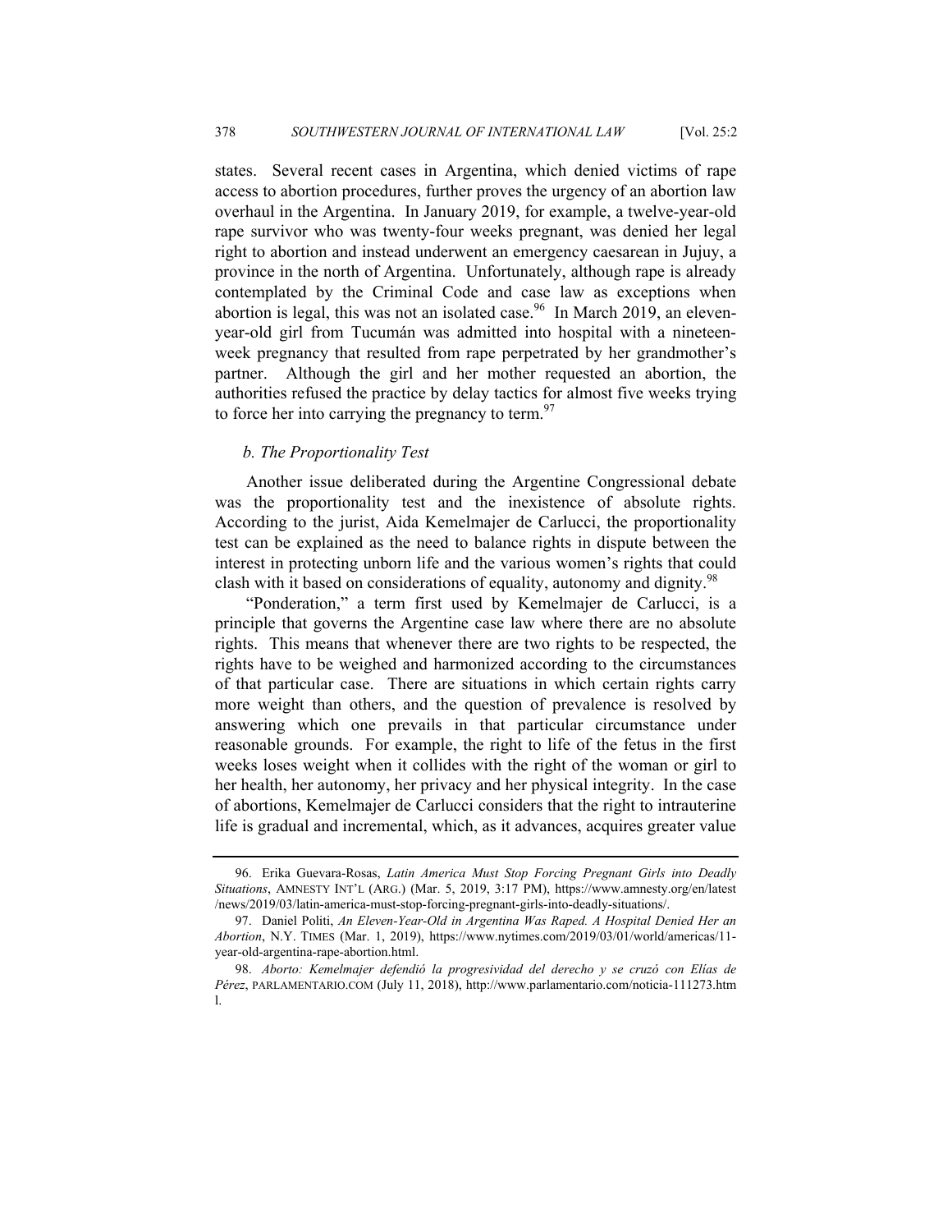states. Several recent cases in Argentina, which denied victims of rape access to abortion procedures, further proves the urgency of an abortion law overhaul in the Argentina. In January 2019, for example, a twelve-year-old rape survivor who was twenty-four weeks pregnant, was denied her legal right to abortion and instead underwent an emergency caesarean in Jujuy, a province in the north of Argentina. Unfortunately, although rape is already contemplated by the Criminal Code and case law as exceptions when abortion is legal, this was not an isolated case.[96] In March 2019, an eleven-year-old girl from Tucumán was admitted into hospital with a nineteen-week pregnancy that resulted from rape perpetrated by her grandmother's partner. Although the girl and her mother requested an abortion, the authorities refused the practice by delay tactics for almost five weeks trying to force her into carrying the pregnancy to term.[97]

### *b. The Proportionality Test*

Another issue deliberated during the Argentine Congressional debate was the proportionality test and the inexistence of absolute rights. According to the jurist, Aida Kemelmajer de Carlucci, the proportionality test can be explained as the need to balance rights in dispute between the interest in protecting unborn life and the various women's rights that could clash with it based on considerations of equality, autonomy and dignity.[98]

"Ponderation," a term first used by Kemelmajer de Carlucci, is a principle that governs the Argentine case law where there are no absolute rights. This means that whenever there are two rights to be respected, the rights have to be weighed and harmonized according to the circumstances of that particular case. There are situations in which certain rights carry more weight than others, and the question of prevalence is resolved by answering which one prevails in that particular circumstance under reasonable grounds. For example, the right to life of the fetus in the first weeks loses weight when it collides with the right of the woman or girl to her health, her autonomy, her privacy and her physical integrity. In the case of abortions, Kemelmajer de Carlucci considers that the right to intrauterine life is gradual and incremental, which, as it advances, acquires greater value

---

96. Erika Guevara-Rosas, *Latin America Must Stop Forcing Pregnant Girls into Deadly Situations*, AMNESTY INT'L (ARG.) (Mar. 5, 2019, 3:17 PM), https://www.amnesty.org/en/latest/news/2019/03/latin-america-must-stop-forcing-pregnant-girls-into-deadly-situations/.

97. Daniel Politi, *An Eleven-Year-Old in Argentina Was Raped. A Hospital Denied Her an Abortion*, N.Y. TIMES (Mar. 1, 2019), https://www.nytimes.com/2019/03/01/world/americas/11-year-old-argentina-rape-abortion.html.

98. *Aborto: Kemelmajer defendió la progresividad del derecho y se cruzó con Elías de Pérez*, PARLAMENTARIO.COM (July 11, 2018), http://www.parlamentario.com/noticia-111273.html.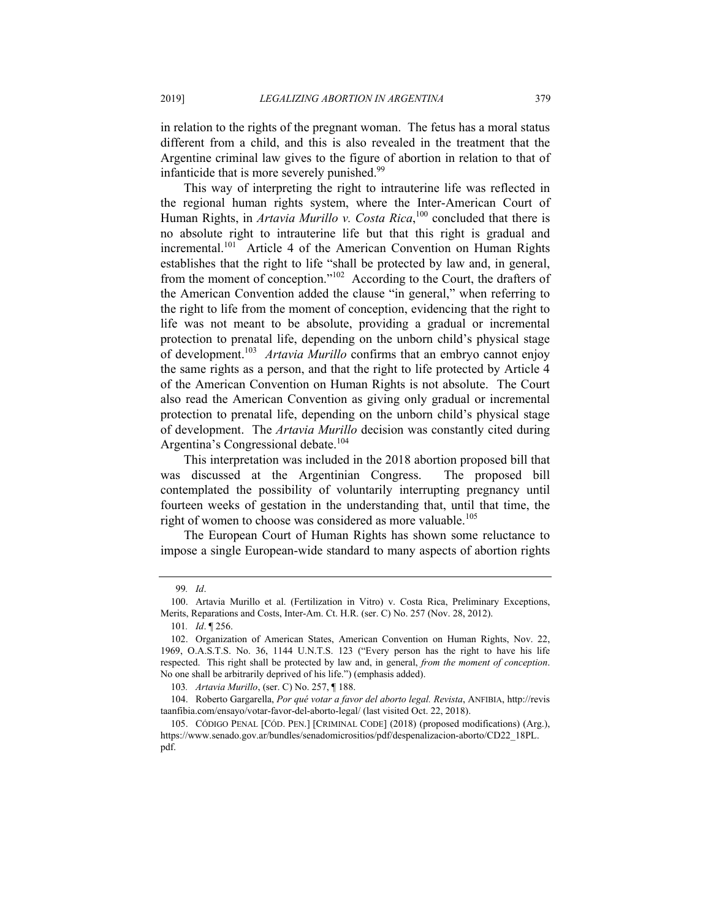in relation to the rights of the pregnant woman. The fetus has a moral status different from a child, and this is also revealed in the treatment that the Argentine criminal law gives to the figure of abortion in relation to that of infanticide that is more severely punished.[99]

This way of interpreting the right to intrauterine life was reflected in the regional human rights system, where the Inter-American Court of Human Rights, in *Artavia Murillo v. Costa Rica*,[100] concluded that there is no absolute right to intrauterine life but that this right is gradual and incremental.[101] Article 4 of the American Convention on Human Rights establishes that the right to life "shall be protected by law and, in general, from the moment of conception."[102] According to the Court, the drafters of the American Convention added the clause "in general," when referring to the right to life from the moment of conception, evidencing that the right to life was not meant to be absolute, providing a gradual or incremental protection to prenatal life, depending on the unborn child's physical stage of development.[103] *Artavia Murillo* confirms that an embryo cannot enjoy the same rights as a person, and that the right to life protected by Article 4 of the American Convention on Human Rights is not absolute. The Court also read the American Convention as giving only gradual or incremental protection to prenatal life, depending on the unborn child's physical stage of development. The *Artavia Murillo* decision was constantly cited during Argentina's Congressional debate.[104]

This interpretation was included in the 2018 abortion proposed bill that was discussed at the Argentinian Congress. The proposed bill contemplated the possibility of voluntarily interrupting pregnancy until fourteen weeks of gestation in the understanding that, until that time, the right of women to choose was considered as more valuable.[105]

The European Court of Human Rights has shown some reluctance to impose a single European-wide standard to many aspects of abortion rights

---

99. *Id*.

100. Artavia Murillo et al. (Fertilization in Vitro) v. Costa Rica, Preliminary Exceptions, Merits, Reparations and Costs, Inter-Am. Ct. H.R. (ser. C) No. 257 (Nov. 28, 2012).

101. *Id*. ¶ 256.

102. Organization of American States, American Convention on Human Rights, Nov. 22, 1969, O.A.S.T.S. No. 36, 1144 U.N.T.S. 123 ("Every person has the right to have his life respected. This right shall be protected by law and, in general, *from the moment of conception*. No one shall be arbitrarily deprived of his life.") (emphasis added).

103. *Artavia Murillo*, (ser. C) No. 257, ¶ 188.

104. Roberto Gargarella, *Por qué votar a favor del aborto legal. Revista*, ANFIBIA, http://revistaanfibia.com/ensayo/votar-favor-del-aborto-legal/ (last visited Oct. 22, 2018).

105. CÓDIGO PENAL [CÓD. PEN.] [CRIMINAL CODE] (2018) (proposed modifications) (Arg.), https://www.senado.gov.ar/bundles/senadomicrositios/pdf/despenalizacion-aborto/CD22_18PL.pdf.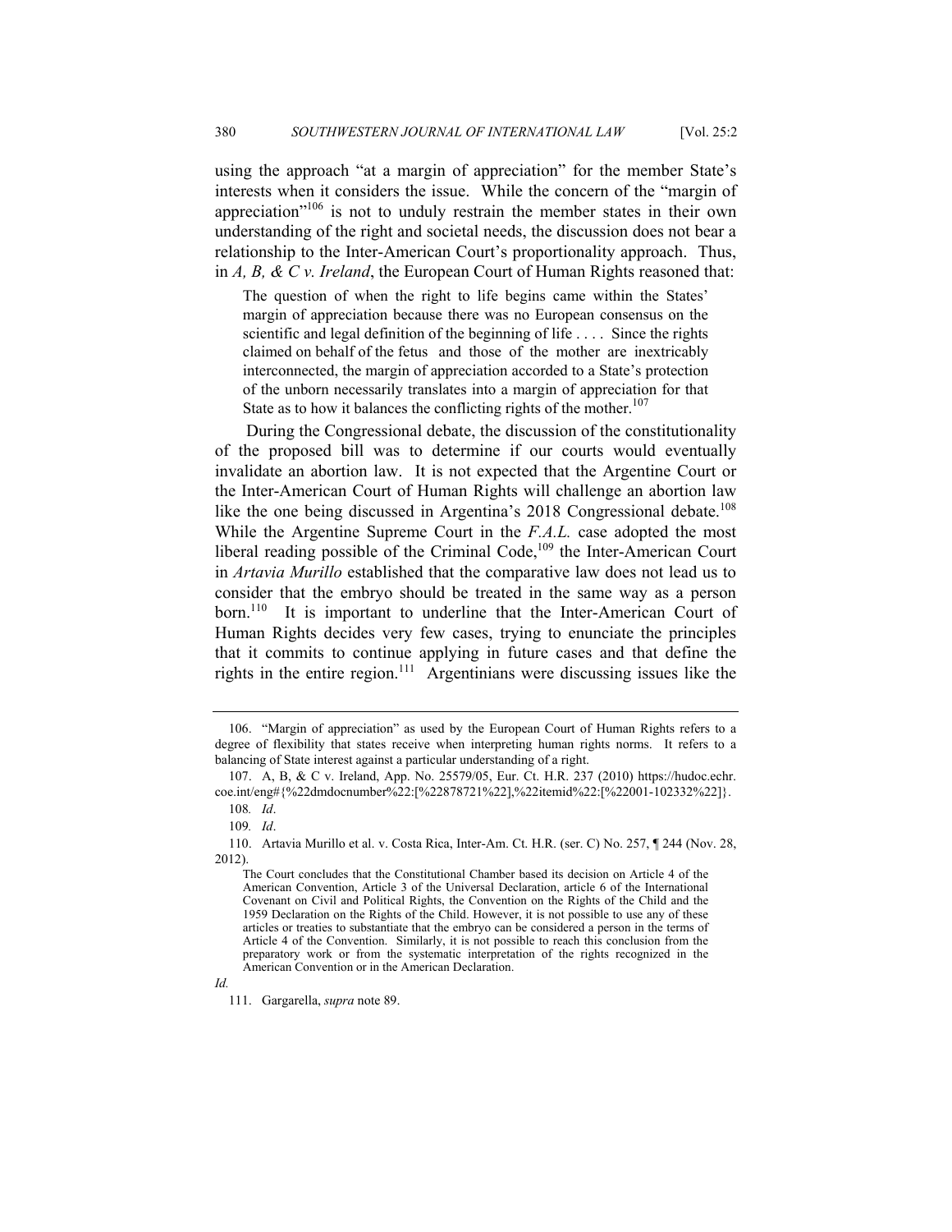using the approach "at a margin of appreciation" for the member State's interests when it considers the issue. While the concern of the "margin of appreciation"[106] is not to unduly restrain the member states in their own understanding of the right and societal needs, the discussion does not bear a relationship to the Inter-American Court's proportionality approach. Thus, in *A, B, & C v. Ireland*, the European Court of Human Rights reasoned that:

> The question of when the right to life begins came within the States' margin of appreciation because there was no European consensus on the scientific and legal definition of the beginning of life . . . . Since the rights claimed on behalf of the fetus and those of the mother are inextricably interconnected, the margin of appreciation accorded to a State's protection of the unborn necessarily translates into a margin of appreciation for that State as to how it balances the conflicting rights of the mother.[107]

During the Congressional debate, the discussion of the constitutionality of the proposed bill was to determine if our courts would eventually invalidate an abortion law. It is not expected that the Argentine Court or the Inter-American Court of Human Rights will challenge an abortion law like the one being discussed in Argentina's 2018 Congressional debate.[108] While the Argentine Supreme Court in the *F.A.L.* case adopted the most liberal reading possible of the Criminal Code,[109] the Inter-American Court in *Artavia Murillo* established that the comparative law does not lead us to consider that the embryo should be treated in the same way as a person born.[110] It is important to underline that the Inter-American Court of Human Rights decides very few cases, trying to enunciate the principles that it commits to continue applying in future cases and that define the rights in the entire region.[111] Argentinians were discussing issues like the

---

106. "Margin of appreciation" as used by the European Court of Human Rights refers to a degree of flexibility that states receive when interpreting human rights norms. It refers to a balancing of State interest against a particular understanding of a right.

107. A, B, & C v. Ireland, App. No. 25579/05, Eur. Ct. H.R. 237 (2010) https://hudoc.echr.coe.int/eng#{%22dmdocnumber%22:[%22878721%22],%22itemid%22:[%22001-102332%22]}.

108. *Id*.

109. *Id*.

110. Artavia Murillo et al. v. Costa Rica, Inter-Am. Ct. H.R. (ser. C) No. 257, ¶ 244 (Nov. 28, 2012).

> The Court concludes that the Constitutional Chamber based its decision on Article 4 of the American Convention, Article 3 of the Universal Declaration, article 6 of the International Covenant on Civil and Political Rights, the Convention on the Rights of the Child and the 1959 Declaration on the Rights of the Child. However, it is not possible to use any of these articles or treaties to substantiate that the embryo can be considered a person in the terms of Article 4 of the Convention. Similarly, it is not possible to reach this conclusion from the preparatory work or from the systematic interpretation of the rights recognized in the American Convention or in the American Declaration.

*Id.*

111. Gargarella, *supra* note 89.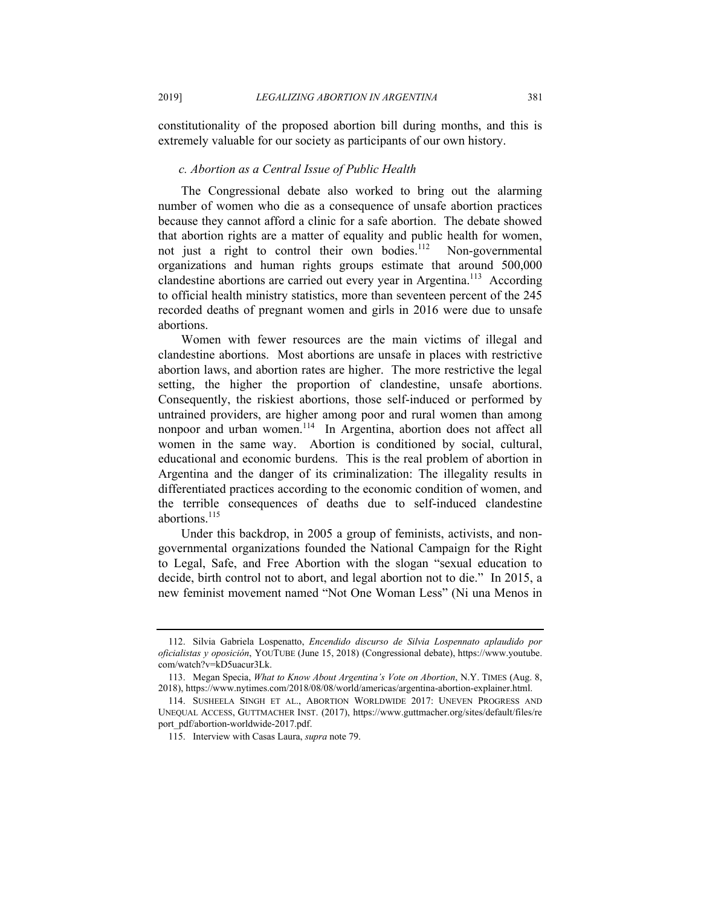constitutionality of the proposed abortion bill during months, and this is extremely valuable for our society as participants of our own history.

### *c. Abortion as a Central Issue of Public Health*

The Congressional debate also worked to bring out the alarming number of women who die as a consequence of unsafe abortion practices because they cannot afford a clinic for a safe abortion. The debate showed that abortion rights are a matter of equality and public health for women, not just a right to control their own bodies.[112] Non-governmental organizations and human rights groups estimate that around 500,000 clandestine abortions are carried out every year in Argentina.[113] According to official health ministry statistics, more than seventeen percent of the 245 recorded deaths of pregnant women and girls in 2016 were due to unsafe abortions.

Women with fewer resources are the main victims of illegal and clandestine abortions. Most abortions are unsafe in places with restrictive abortion laws, and abortion rates are higher. The more restrictive the legal setting, the higher the proportion of clandestine, unsafe abortions. Consequently, the riskiest abortions, those self-induced or performed by untrained providers, are higher among poor and rural women than among nonpoor and urban women.[114] In Argentina, abortion does not affect all women in the same way. Abortion is conditioned by social, cultural, educational and economic burdens. This is the real problem of abortion in Argentina and the danger of its criminalization: The illegality results in differentiated practices according to the economic condition of women, and the terrible consequences of deaths due to self-induced clandestine abortions.[115]

Under this backdrop, in 2005 a group of feminists, activists, and non-governmental organizations founded the National Campaign for the Right to Legal, Safe, and Free Abortion with the slogan "sexual education to decide, birth control not to abort, and legal abortion not to die." In 2015, a new feminist movement named "Not One Woman Less" (Ni una Menos in

---

112. Silvia Gabriela Lospenatto, *Encendido discurso de Silvia Lospennato aplaudido por oficialistas y oposición*, YOUTUBE (June 15, 2018) (Congressional debate), https://www.youtube.com/watch?v=kD5uacur3Lk.

113. Megan Specia, *What to Know About Argentina's Vote on Abortion*, N.Y. TIMES (Aug. 8, 2018), https://www.nytimes.com/2018/08/08/world/americas/argentina-abortion-explainer.html.

114. SUSHEELA SINGH ET AL., ABORTION WORLDWIDE 2017: UNEVEN PROGRESS AND UNEQUAL ACCESS, GUTTMACHER INST. (2017), https://www.guttmacher.org/sites/default/files/report_pdf/abortion-worldwide-2017.pdf.

115. Interview with Casas Laura, *supra* note 79.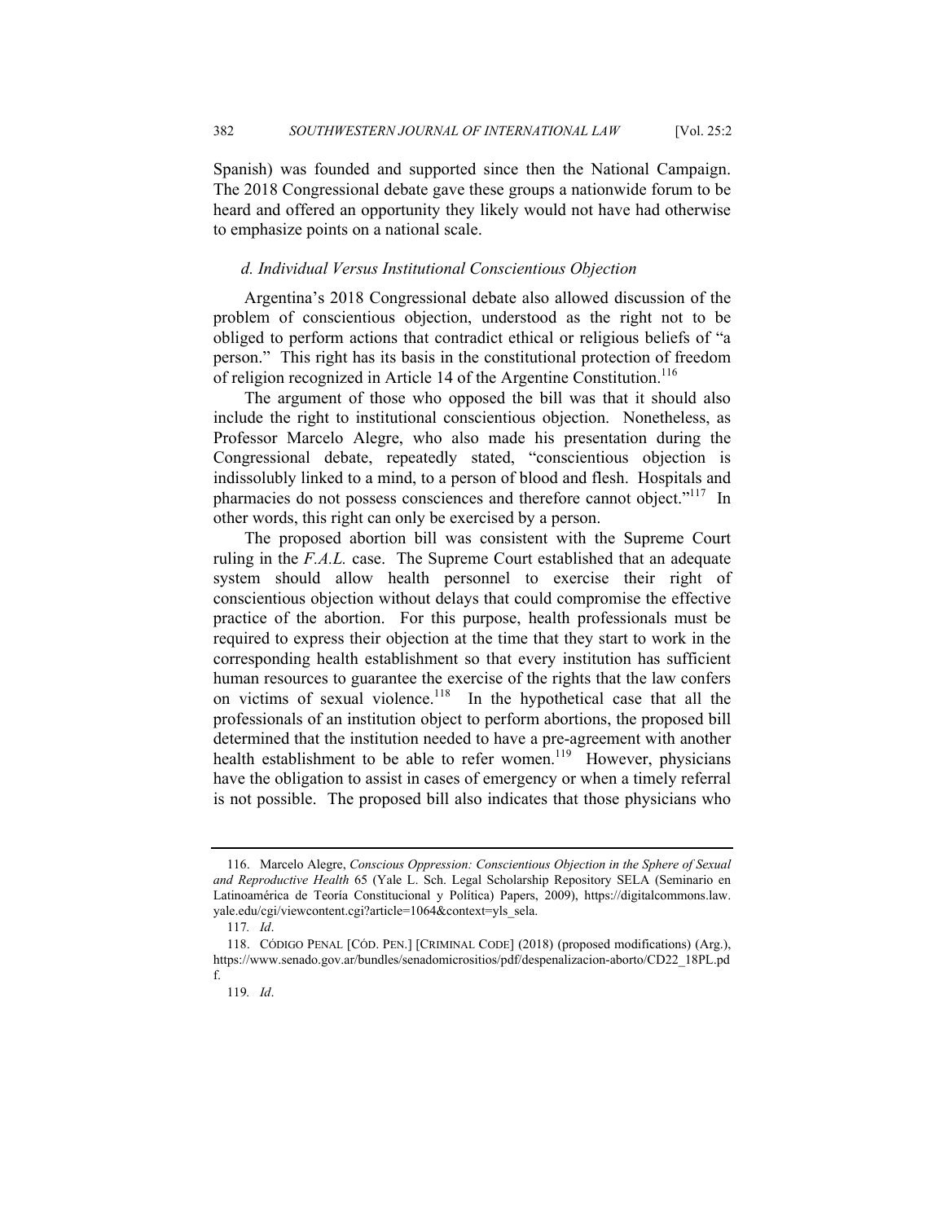Spanish) was founded and supported since then the National Campaign. The 2018 Congressional debate gave these groups a nationwide forum to be heard and offered an opportunity they likely would not have had otherwise to emphasize points on a national scale.

### *d. Individual Versus Institutional Conscientious Objection*

Argentina's 2018 Congressional debate also allowed discussion of the problem of conscientious objection, understood as the right not to be obliged to perform actions that contradict ethical or religious beliefs of "a person." This right has its basis in the constitutional protection of freedom of religion recognized in Article 14 of the Argentine Constitution.[116]

The argument of those who opposed the bill was that it should also include the right to institutional conscientious objection. Nonetheless, as Professor Marcelo Alegre, who also made his presentation during the Congressional debate, repeatedly stated, "conscientious objection is indissolubly linked to a mind, to a person of blood and flesh. Hospitals and pharmacies do not possess consciences and therefore cannot object."[117] In other words, this right can only be exercised by a person.

The proposed abortion bill was consistent with the Supreme Court ruling in the *F.A.L.* case. The Supreme Court established that an adequate system should allow health personnel to exercise their right of conscientious objection without delays that could compromise the effective practice of the abortion. For this purpose, health professionals must be required to express their objection at the time that they start to work in the corresponding health establishment so that every institution has sufficient human resources to guarantee the exercise of the rights that the law confers on victims of sexual violence.[118] In the hypothetical case that all the professionals of an institution object to perform abortions, the proposed bill determined that the institution needed to have a pre-agreement with another health establishment to be able to refer women.[119] However, physicians have the obligation to assist in cases of emergency or when a timely referral is not possible. The proposed bill also indicates that those physicians who

---

116. Marcelo Alegre, *Conscious Oppression: Conscientious Objection in the Sphere of Sexual and Reproductive Health* 65 (Yale L. Sch. Legal Scholarship Repository SELA (Seminario en Latinoamérica de Teoría Constitucional y Política) Papers, 2009), https://digitalcommons.law.yale.edu/cgi/viewcontent.cgi?article=1064&context=yls_sela.

117. *Id*.

118. CÓDIGO PENAL [CÓD. PEN.] [CRIMINAL CODE] (2018) (proposed modifications) (Arg.), https://www.senado.gov.ar/bundles/senadomicrositios/pdf/despenalizacion-aborto/CD22_18PL.pdf.

119. *Id*.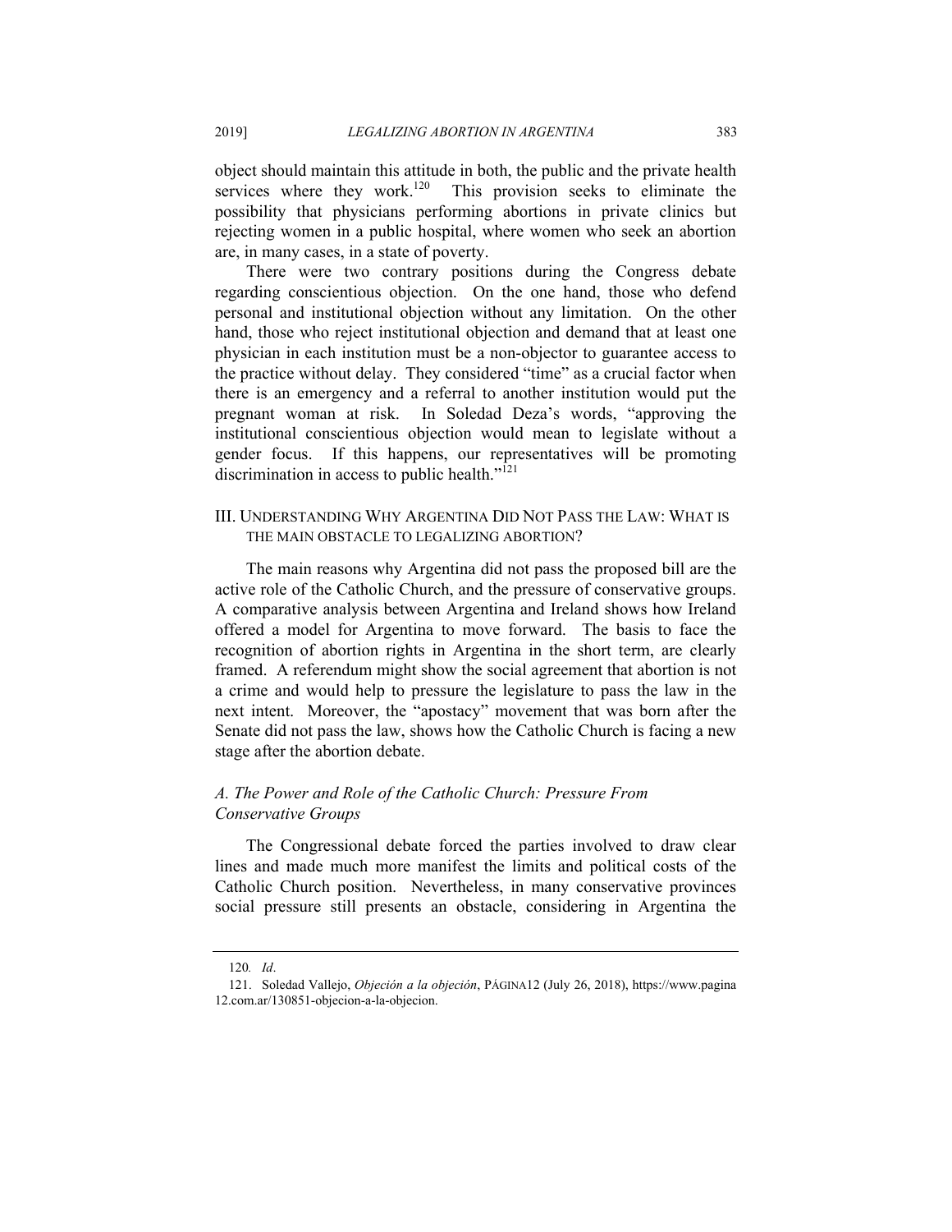object should maintain this attitude in both, the public and the private health services where they work.[120] This provision seeks to eliminate the possibility that physicians performing abortions in private clinics but rejecting women in a public hospital, where women who seek an abortion are, in many cases, in a state of poverty.

There were two contrary positions during the Congress debate regarding conscientious objection. On the one hand, those who defend personal and institutional objection without any limitation. On the other hand, those who reject institutional objection and demand that at least one physician in each institution must be a non-objector to guarantee access to the practice without delay. They considered "time" as a crucial factor when there is an emergency and a referral to another institution would put the pregnant woman at risk. In Soledad Deza's words, "approving the institutional conscientious objection would mean to legislate without a gender focus. If this happens, our representatives will be promoting discrimination in access to public health."[121]

## III. Understanding Why Argentina Did Not Pass the Law: What is the Main Obstacle to Legalizing Abortion?

The main reasons why Argentina did not pass the proposed bill are the active role of the Catholic Church, and the pressure of conservative groups. A comparative analysis between Argentina and Ireland shows how Ireland offered a model for Argentina to move forward. The basis to face the recognition of abortion rights in Argentina in the short term, are clearly framed. A referendum might show the social agreement that abortion is not a crime and would help to pressure the legislature to pass the law in the next intent. Moreover, the "apostacy" movement that was born after the Senate did not pass the law, shows how the Catholic Church is facing a new stage after the abortion debate.

### *A. The Power and Role of the Catholic Church: Pressure From Conservative Groups*

The Congressional debate forced the parties involved to draw clear lines and made much more manifest the limits and political costs of the Catholic Church position. Nevertheless, in many conservative provinces social pressure still presents an obstacle, considering in Argentina the

---

120. *Id*.

121. Soledad Vallejo, *Objeción a la objeción*, PÁGINA12 (July 26, 2018), https://www.pagina12.com.ar/130851-objecion-a-la-objecion.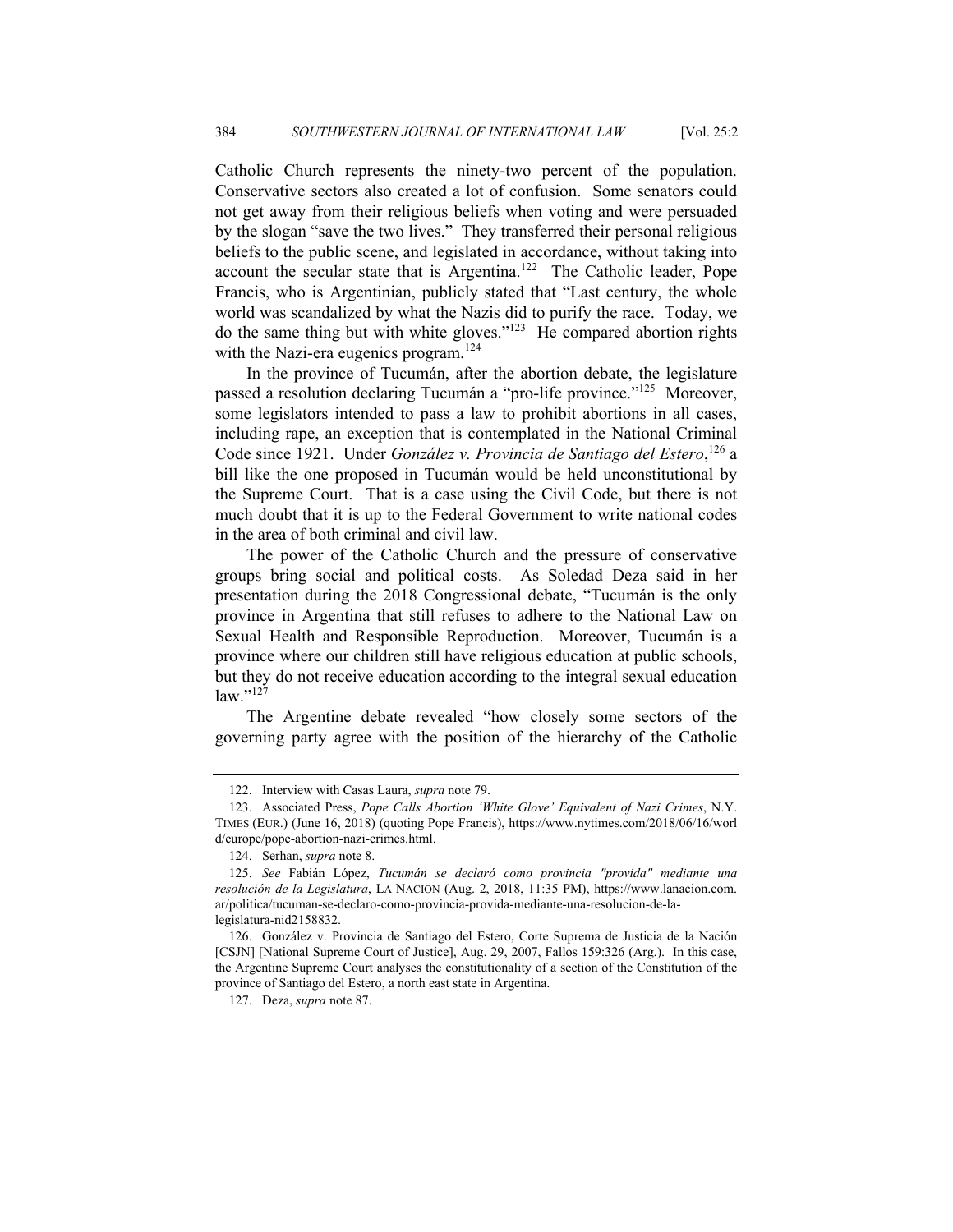Catholic Church represents the ninety-two percent of the population. Conservative sectors also created a lot of confusion. Some senators could not get away from their religious beliefs when voting and were persuaded by the slogan "save the two lives." They transferred their personal religious beliefs to the public scene, and legislated in accordance, without taking into account the secular state that is Argentina.[122] The Catholic leader, Pope Francis, who is Argentinian, publicly stated that "Last century, the whole world was scandalized by what the Nazis did to purify the race. Today, we do the same thing but with white gloves."[123] He compared abortion rights with the Nazi-era eugenics program.[124]

In the province of Tucumán, after the abortion debate, the legislature passed a resolution declaring Tucumán a "pro-life province."[125] Moreover, some legislators intended to pass a law to prohibit abortions in all cases, including rape, an exception that is contemplated in the National Criminal Code since 1921. Under *González v. Provincia de Santiago del Estero*,[126] a bill like the one proposed in Tucumán would be held unconstitutional by the Supreme Court. That is a case using the Civil Code, but there is not much doubt that it is up to the Federal Government to write national codes in the area of both criminal and civil law.

The power of the Catholic Church and the pressure of conservative groups bring social and political costs. As Soledad Deza said in her presentation during the 2018 Congressional debate, "Tucumán is the only province in Argentina that still refuses to adhere to the National Law on Sexual Health and Responsible Reproduction. Moreover, Tucumán is a province where our children still have religious education at public schools, but they do not receive education according to the integral sexual education law."[127]

The Argentine debate revealed "how closely some sectors of the governing party agree with the position of the hierarchy of the Catholic

---

122. Interview with Casas Laura, *supra* note 79.

123. Associated Press, *Pope Calls Abortion 'White Glove' Equivalent of Nazi Crimes*, N.Y. TIMES (EUR.) (June 16, 2018) (quoting Pope Francis), https://www.nytimes.com/2018/06/16/world/europe/pope-abortion-nazi-crimes.html.

124. Serhan, *supra* note 8.

125. *See* Fabián López, *Tucumán se declaró como provincia "provida" mediante una resolución de la Legislatura*, LA NACION (Aug. 2, 2018, 11:35 PM), https://www.lanacion.com.ar/politica/tucuman-se-declaro-como-provincia-provida-mediante-una-resolucion-de-la-legislatura-nid2158832.

126. González v. Provincia de Santiago del Estero, Corte Suprema de Justicia de la Nación [CSJN] [National Supreme Court of Justice], Aug. 29, 2007, Fallos 159:326 (Arg.). In this case, the Argentine Supreme Court analyses the constitutionality of a section of the Constitution of the province of Santiago del Estero, a north east state in Argentina.

127. Deza, *supra* note 87.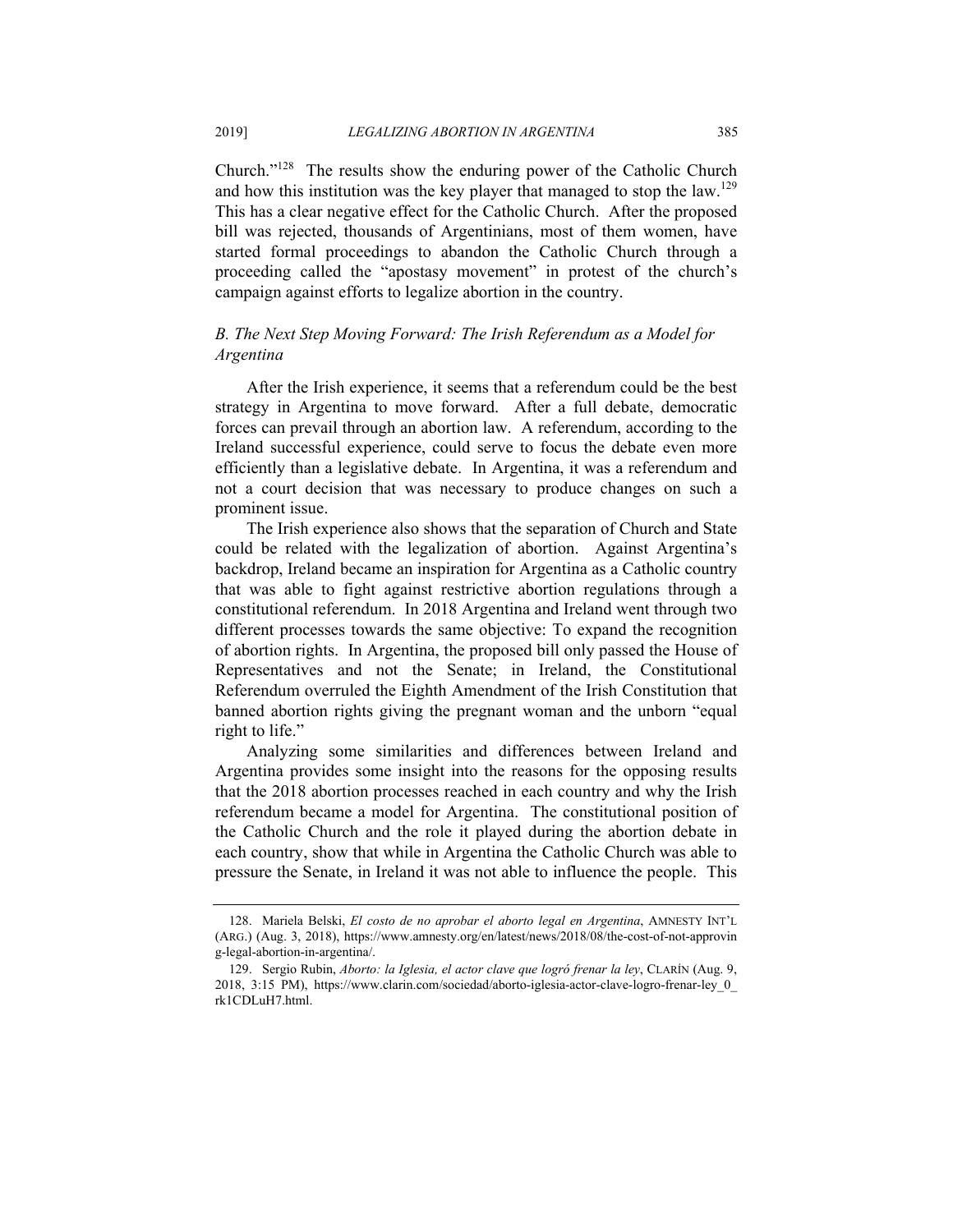Church."[128] The results show the enduring power of the Catholic Church and how this institution was the key player that managed to stop the law.[129] This has a clear negative effect for the Catholic Church. After the proposed bill was rejected, thousands of Argentinians, most of them women, have started formal proceedings to abandon the Catholic Church through a proceeding called the "apostasy movement" in protest of the church's campaign against efforts to legalize abortion in the country.

### *B. The Next Step Moving Forward: The Irish Referendum as a Model for Argentina*

After the Irish experience, it seems that a referendum could be the best strategy in Argentina to move forward. After a full debate, democratic forces can prevail through an abortion law. A referendum, according to the Ireland successful experience, could serve to focus the debate even more efficiently than a legislative debate. In Argentina, it was a referendum and not a court decision that was necessary to produce changes on such a prominent issue.

The Irish experience also shows that the separation of Church and State could be related with the legalization of abortion. Against Argentina's backdrop, Ireland became an inspiration for Argentina as a Catholic country that was able to fight against restrictive abortion regulations through a constitutional referendum. In 2018 Argentina and Ireland went through two different processes towards the same objective: To expand the recognition of abortion rights. In Argentina, the proposed bill only passed the House of Representatives and not the Senate; in Ireland, the Constitutional Referendum overruled the Eighth Amendment of the Irish Constitution that banned abortion rights giving the pregnant woman and the unborn "equal right to life."

Analyzing some similarities and differences between Ireland and Argentina provides some insight into the reasons for the opposing results that the 2018 abortion processes reached in each country and why the Irish referendum became a model for Argentina. The constitutional position of the Catholic Church and the role it played during the abortion debate in each country, show that while in Argentina the Catholic Church was able to pressure the Senate, in Ireland it was not able to influence the people. This

---

128. Mariela Belski, *El costo de no aprobar el aborto legal en Argentina*, AMNESTY INT'L (ARG.) (Aug. 3, 2018), https://www.amnesty.org/en/latest/news/2018/08/the-cost-of-not-approving-legal-abortion-in-argentina/.

129. Sergio Rubin, *Aborto: la Iglesia, el actor clave que logró frenar la ley*, CLARÍN (Aug. 9, 2018, 3:15 PM), https://www.clarin.com/sociedad/aborto-iglesia-actor-clave-logro-frenar-ley_0_rk1CDLuH7.html.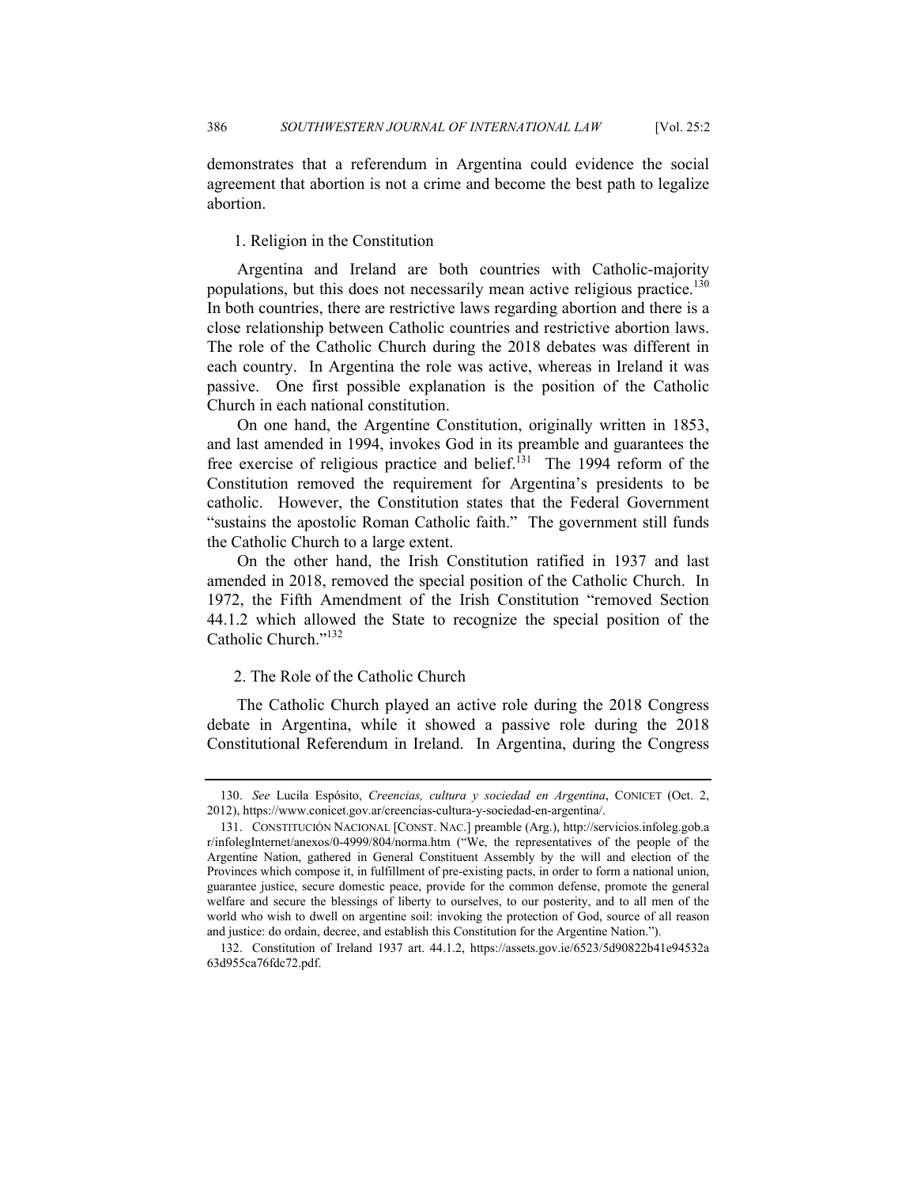demonstrates that a referendum in Argentina could evidence the social agreement that abortion is not a crime and become the best path to legalize abortion.

### 1. Religion in the Constitution

Argentina and Ireland are both countries with Catholic-majority populations, but this does not necessarily mean active religious practice.[130] In both countries, there are restrictive laws regarding abortion and there is a close relationship between Catholic countries and restrictive abortion laws. The role of the Catholic Church during the 2018 debates was different in each country. In Argentina the role was active, whereas in Ireland it was passive. One first possible explanation is the position of the Catholic Church in each national constitution.

On one hand, the Argentine Constitution, originally written in 1853, and last amended in 1994, invokes God in its preamble and guarantees the free exercise of religious practice and belief.[131] The 1994 reform of the Constitution removed the requirement for Argentina's presidents to be catholic. However, the Constitution states that the Federal Government "sustains the apostolic Roman Catholic faith." The government still funds the Catholic Church to a large extent.

On the other hand, the Irish Constitution ratified in 1937 and last amended in 2018, removed the special position of the Catholic Church. In 1972, the Fifth Amendment of the Irish Constitution "removed Section 44.1.2 which allowed the State to recognize the special position of the Catholic Church."[132]

### 2. The Role of the Catholic Church

The Catholic Church played an active role during the 2018 Congress debate in Argentina, while it showed a passive role during the 2018 Constitutional Referendum in Ireland. In Argentina, during the Congress

---

130. *See* Lucila Espósito, *Creencias, cultura y sociedad en Argentina*, CONICET (Oct. 2, 2012), https://www.conicet.gov.ar/creencias-cultura-y-sociedad-en-argentina/.

131. CONSTITUCIÓN NACIONAL [CONST. NAC.] preamble (Arg.), http://servicios.infoleg.gob.ar/infolegInternet/anexos/0-4999/804/norma.htm ("We, the representatives of the people of the Argentine Nation, gathered in General Constituent Assembly by the will and election of the Provinces which compose it, in fulfillment of pre-existing pacts, in order to form a national union, guarantee justice, secure domestic peace, provide for the common defense, promote the general welfare and secure the blessings of liberty to ourselves, to our posterity, and to all men of the world who wish to dwell on argentine soil: invoking the protection of God, source of all reason and justice: do ordain, decree, and establish this Constitution for the Argentine Nation.").

132. Constitution of Ireland 1937 art. 44.1.2, https://assets.gov.ie/6523/5d90822b41e94532a63d955ca76fdc72.pdf.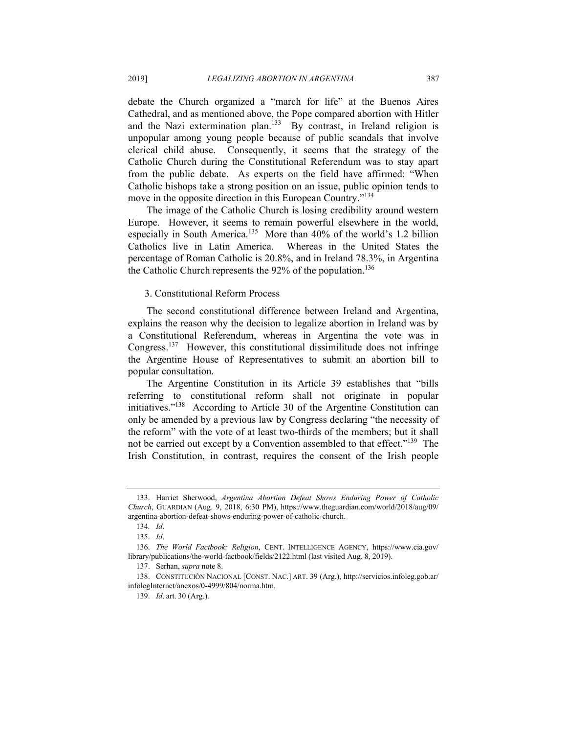debate the Church organized a "march for life" at the Buenos Aires Cathedral, and as mentioned above, the Pope compared abortion with Hitler and the Nazi extermination plan.[133] By contrast, in Ireland religion is unpopular among young people because of public scandals that involve clerical child abuse. Consequently, it seems that the strategy of the Catholic Church during the Constitutional Referendum was to stay apart from the public debate. As experts on the field have affirmed: "When Catholic bishops take a strong position on an issue, public opinion tends to move in the opposite direction in this European Country."[134]

The image of the Catholic Church is losing credibility around western Europe. However, it seems to remain powerful elsewhere in the world, especially in South America.[135] More than 40% of the world's 1.2 billion Catholics live in Latin America. Whereas in the United States the percentage of Roman Catholic is 20.8%, and in Ireland 78.3%, in Argentina the Catholic Church represents the 92% of the population.[136]

### 3. Constitutional Reform Process

The second constitutional difference between Ireland and Argentina, explains the reason why the decision to legalize abortion in Ireland was by a Constitutional Referendum, whereas in Argentina the vote was in Congress.[137] However, this constitutional dissimilitude does not infringe the Argentine House of Representatives to submit an abortion bill to popular consultation.

The Argentine Constitution in its Article 39 establishes that "bills referring to constitutional reform shall not originate in popular initiatives."[138] According to Article 30 of the Argentine Constitution can only be amended by a previous law by Congress declaring "the necessity of the reform" with the vote of at least two-thirds of the members; but it shall not be carried out except by a Convention assembled to that effect."[139] The Irish Constitution, in contrast, requires the consent of the Irish people

---

133. Harriet Sherwood, *Argentina Abortion Defeat Shows Enduring Power of Catholic Church*, GUARDIAN (Aug. 9, 2018, 6:30 PM), https://www.theguardian.com/world/2018/aug/09/argentina-abortion-defeat-shows-enduring-power-of-catholic-church.

134. *Id*.

135. *Id*.

136. *The World Factbook: Religion*, CENT. INTELLIGENCE AGENCY, https://www.cia.gov/library/publications/the-world-factbook/fields/2122.html (last visited Aug. 8, 2019).

137. Serhan, *supra* note 8.

138. CONSTITUCIÓN NACIONAL [CONST. NAC.] ART. 39 (Arg.), http://servicios.infoleg.gob.ar/infolegInternet/anexos/0-4999/804/norma.htm.

139. *Id*. art. 30 (Arg.).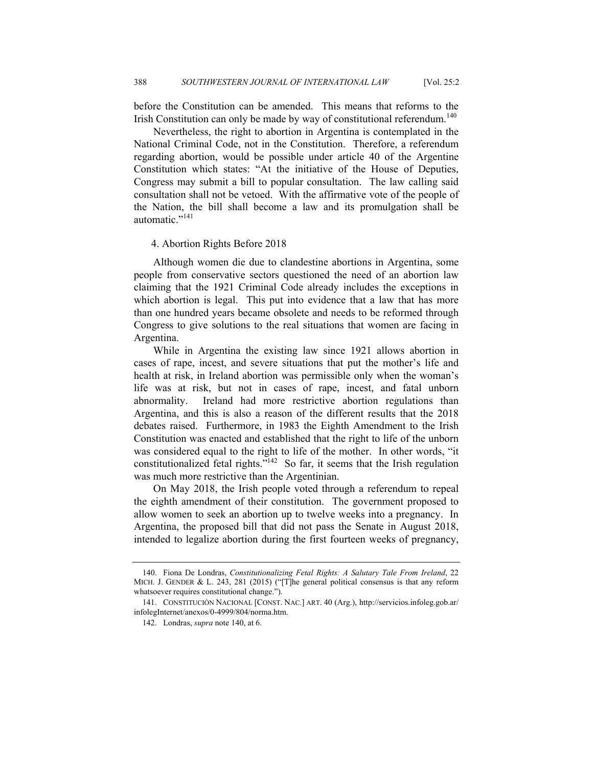before the Constitution can be amended. This means that reforms to the Irish Constitution can only be made by way of constitutional referendum.[140]

Nevertheless, the right to abortion in Argentina is contemplated in the National Criminal Code, not in the Constitution. Therefore, a referendum regarding abortion, would be possible under article 40 of the Argentine Constitution which states: "At the initiative of the House of Deputies, Congress may submit a bill to popular consultation. The law calling said consultation shall not be vetoed. With the affirmative vote of the people of the Nation, the bill shall become a law and its promulgation shall be automatic."[141]

### 4. Abortion Rights Before 2018

Although women die due to clandestine abortions in Argentina, some people from conservative sectors questioned the need of an abortion law claiming that the 1921 Criminal Code already includes the exceptions in which abortion is legal. This put into evidence that a law that has more than one hundred years became obsolete and needs to be reformed through Congress to give solutions to the real situations that women are facing in Argentina.

While in Argentina the existing law since 1921 allows abortion in cases of rape, incest, and severe situations that put the mother's life and health at risk, in Ireland abortion was permissible only when the woman's life was at risk, but not in cases of rape, incest, and fatal unborn abnormality. Ireland had more restrictive abortion regulations than Argentina, and this is also a reason of the different results that the 2018 debates raised. Furthermore, in 1983 the Eighth Amendment to the Irish Constitution was enacted and established that the right to life of the unborn was considered equal to the right to life of the mother. In other words, "it constitutionalized fetal rights."[142] So far, it seems that the Irish regulation was much more restrictive than the Argentinian.

On May 2018, the Irish people voted through a referendum to repeal the eighth amendment of their constitution. The government proposed to allow women to seek an abortion up to twelve weeks into a pregnancy. In Argentina, the proposed bill that did not pass the Senate in August 2018, intended to legalize abortion during the first fourteen weeks of pregnancy,

---

140. Fiona De Londras, *Constitutionalizing Fetal Rights: A Salutary Tale From Ireland*, 22 MICH. J. GENDER & L. 243, 281 (2015) ("[T]he general political consensus is that any reform whatsoever requires constitutional change.").

141. CONSTITUCIÓN NACIONAL [CONST. NAC.] ART. 40 (Arg.), http://servicios.infoleg.gob.ar/infolegInternet/anexos/0-4999/804/norma.htm.

142. Londras, *supra* note 140, at 6.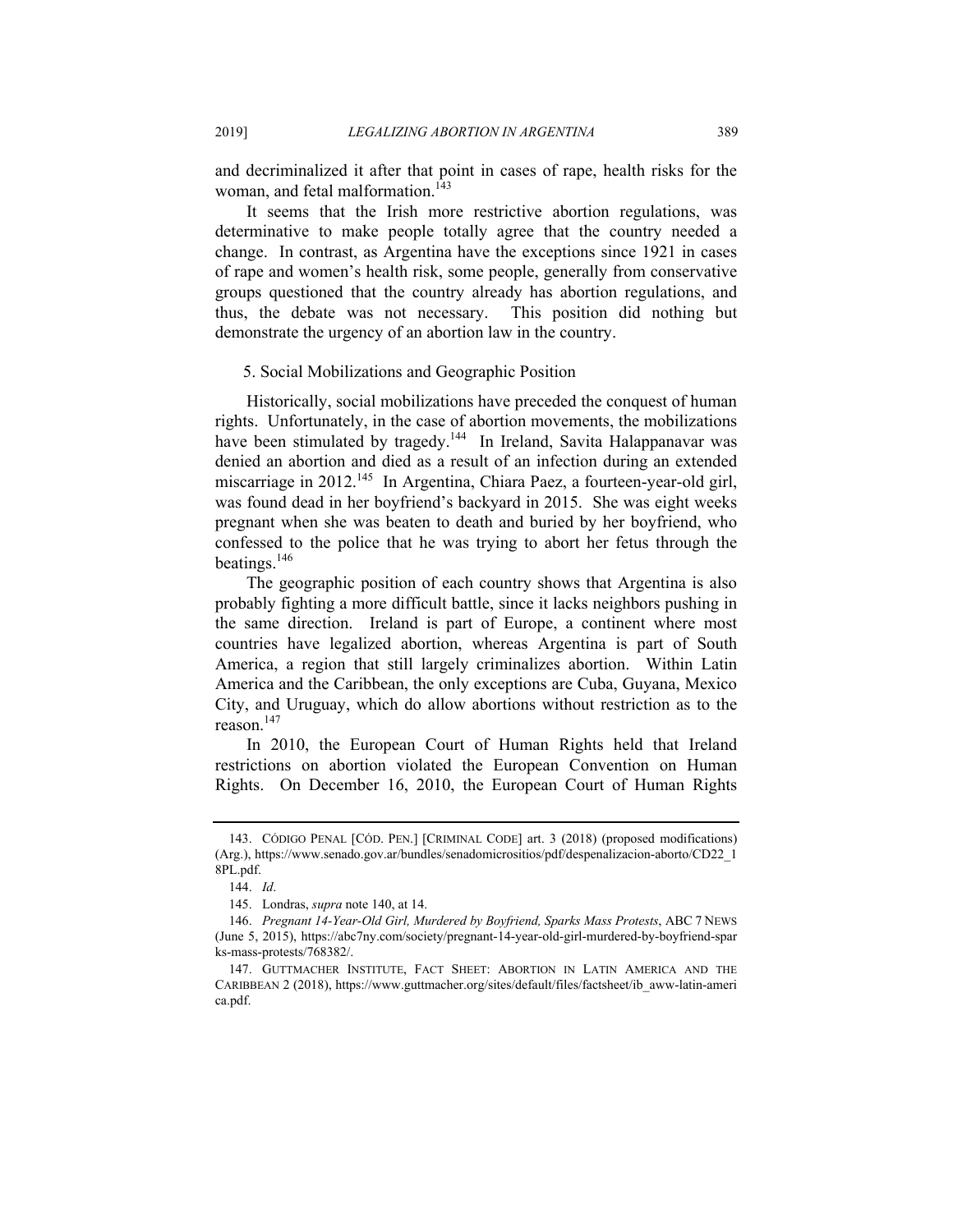and decriminalized it after that point in cases of rape, health risks for the woman, and fetal malformation.[143]

It seems that the Irish more restrictive abortion regulations, was determinative to make people totally agree that the country needed a change. In contrast, as Argentina have the exceptions since 1921 in cases of rape and women's health risk, some people, generally from conservative groups questioned that the country already has abortion regulations, and thus, the debate was not necessary. This position did nothing but demonstrate the urgency of an abortion law in the country.

5. Social Mobilizations and Geographic Position

Historically, social mobilizations have preceded the conquest of human rights. Unfortunately, in the case of abortion movements, the mobilizations have been stimulated by tragedy.[144] In Ireland, Savita Halappanavar was denied an abortion and died as a result of an infection during an extended miscarriage in 2012.[145] In Argentina, Chiara Paez, a fourteen-year-old girl, was found dead in her boyfriend's backyard in 2015. She was eight weeks pregnant when she was beaten to death and buried by her boyfriend, who confessed to the police that he was trying to abort her fetus through the beatings.[146]

The geographic position of each country shows that Argentina is also probably fighting a more difficult battle, since it lacks neighbors pushing in the same direction. Ireland is part of Europe, a continent where most countries have legalized abortion, whereas Argentina is part of South America, a region that still largely criminalizes abortion. Within Latin America and the Caribbean, the only exceptions are Cuba, Guyana, Mexico City, and Uruguay, which do allow abortions without restriction as to the reason.[147]

In 2010, the European Court of Human Rights held that Ireland restrictions on abortion violated the European Convention on Human Rights. On December 16, 2010, the European Court of Human Rights

---

143. CÓDIGO PENAL [CÓD. PEN.] [CRIMINAL CODE] art. 3 (2018) (proposed modifications) (Arg.), https://www.senado.gov.ar/bundles/senadomicrositios/pdf/despenalizacion-aborto/CD22_18PL.pdf.

144. *Id*.

145. Londras, *supra* note 140, at 14.

146. *Pregnant 14-Year-Old Girl, Murdered by Boyfriend, Sparks Mass Protests*, ABC 7 NEWS (June 5, 2015), https://abc7ny.com/society/pregnant-14-year-old-girl-murdered-by-boyfriend-sparks-mass-protests/768382/.

147. GUTTMACHER INSTITUTE, FACT SHEET: ABORTION IN LATIN AMERICA AND THE CARIBBEAN 2 (2018), https://www.guttmacher.org/sites/default/files/factsheet/ib_aww-latin-america.pdf.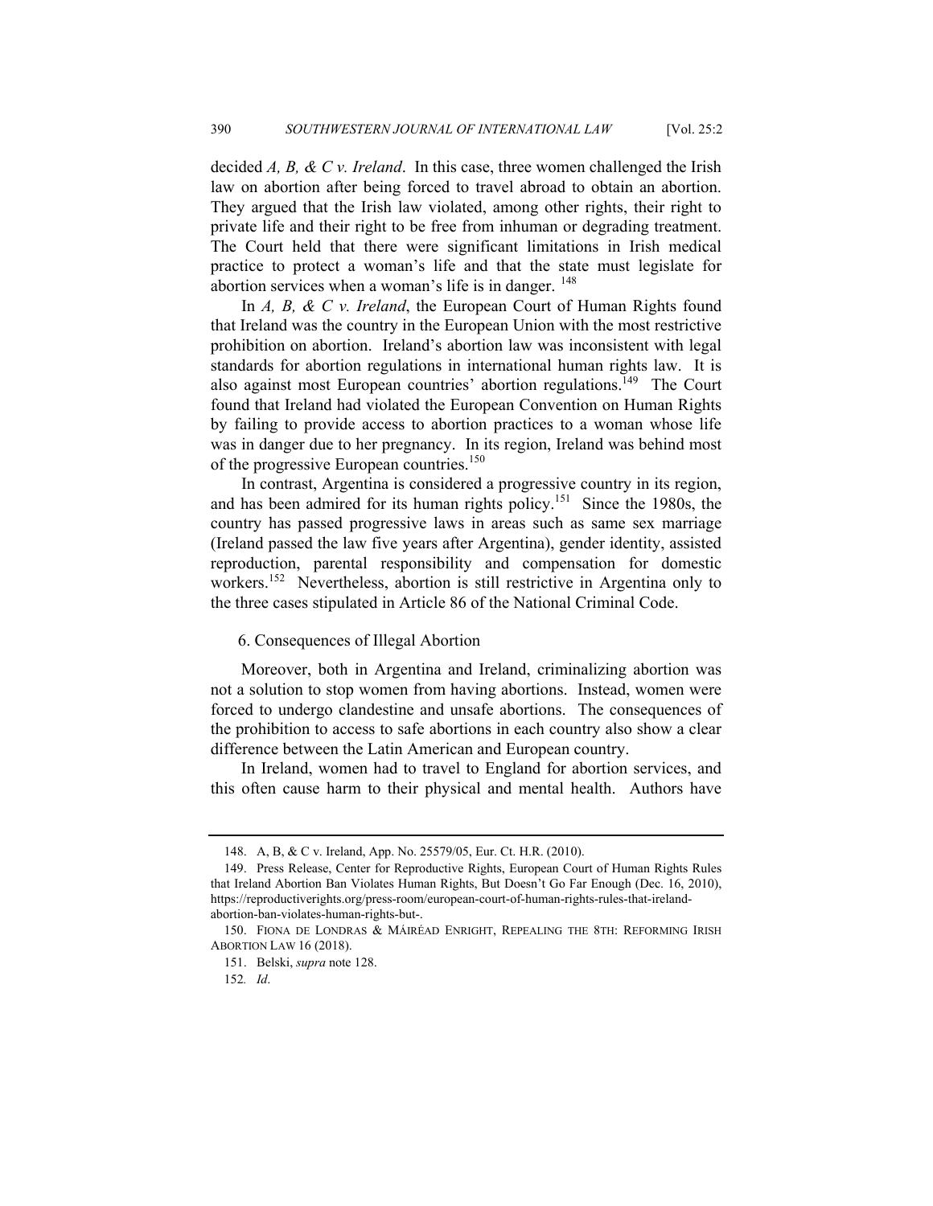decided *A, B, & C v. Ireland*. In this case, three women challenged the Irish law on abortion after being forced to travel abroad to obtain an abortion. They argued that the Irish law violated, among other rights, their right to private life and their right to be free from inhuman or degrading treatment. The Court held that there were significant limitations in Irish medical practice to protect a woman's life and that the state must legislate for abortion services when a woman's life is in danger. [148]

In *A, B, & C v. Ireland*, the European Court of Human Rights found that Ireland was the country in the European Union with the most restrictive prohibition on abortion. Ireland's abortion law was inconsistent with legal standards for abortion regulations in international human rights law. It is also against most European countries' abortion regulations.[149] The Court found that Ireland had violated the European Convention on Human Rights by failing to provide access to abortion practices to a woman whose life was in danger due to her pregnancy. In its region, Ireland was behind most of the progressive European countries.[150]

In contrast, Argentina is considered a progressive country in its region, and has been admired for its human rights policy.[151] Since the 1980s, the country has passed progressive laws in areas such as same sex marriage (Ireland passed the law five years after Argentina), gender identity, assisted reproduction, parental responsibility and compensation for domestic workers.[152] Nevertheless, abortion is still restrictive in Argentina only to the three cases stipulated in Article 86 of the National Criminal Code.

### 6. Consequences of Illegal Abortion

Moreover, both in Argentina and Ireland, criminalizing abortion was not a solution to stop women from having abortions. Instead, women were forced to undergo clandestine and unsafe abortions. The consequences of the prohibition to access to safe abortions in each country also show a clear difference between the Latin American and European country.

In Ireland, women had to travel to England for abortion services, and this often cause harm to their physical and mental health. Authors have

---

148. A, B, & C v. Ireland, App. No. 25579/05, Eur. Ct. H.R. (2010).

149. Press Release, Center for Reproductive Rights, European Court of Human Rights Rules that Ireland Abortion Ban Violates Human Rights, But Doesn't Go Far Enough (Dec. 16, 2010), https://reproductiverights.org/press-room/european-court-of-human-rights-rules-that-ireland-abortion-ban-violates-human-rights-but-.

150. FIONA DE LONDRAS & MÁIRÉAD ENRIGHT, REPEALING THE 8TH: REFORMING IRISH ABORTION LAW 16 (2018).

151. Belski, *supra* note 128.

152. *Id*.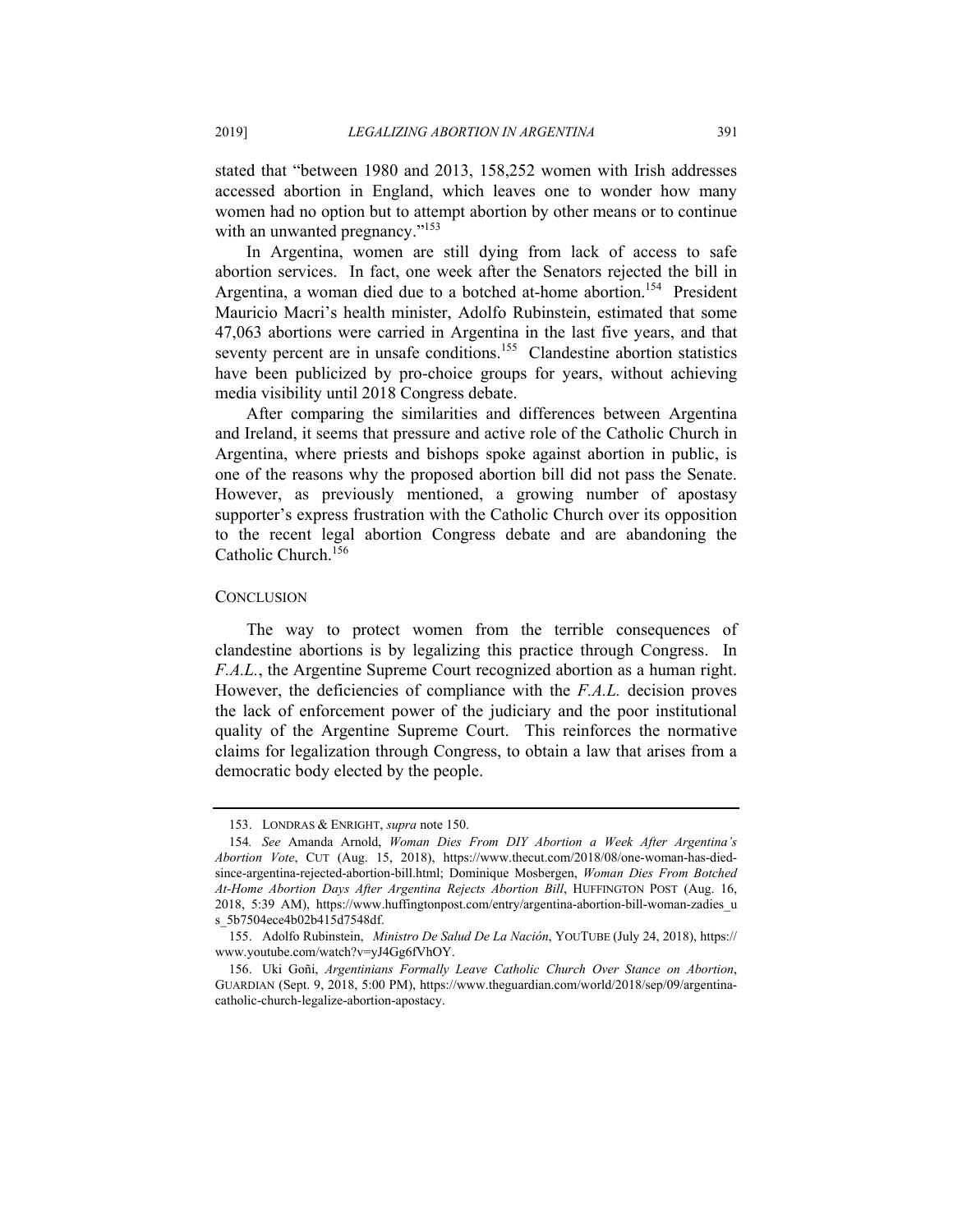stated that "between 1980 and 2013, 158,252 women with Irish addresses accessed abortion in England, which leaves one to wonder how many women had no option but to attempt abortion by other means or to continue with an unwanted pregnancy."[153]

In Argentina, women are still dying from lack of access to safe abortion services. In fact, one week after the Senators rejected the bill in Argentina, a woman died due to a botched at-home abortion.[154] President Mauricio Macri's health minister, Adolfo Rubinstein, estimated that some 47,063 abortions were carried in Argentina in the last five years, and that seventy percent are in unsafe conditions.[155] Clandestine abortion statistics have been publicized by pro-choice groups for years, without achieving media visibility until 2018 Congress debate.

After comparing the similarities and differences between Argentina and Ireland, it seems that pressure and active role of the Catholic Church in Argentina, where priests and bishops spoke against abortion in public, is one of the reasons why the proposed abortion bill did not pass the Senate. However, as previously mentioned, a growing number of apostasy supporter's express frustration with the Catholic Church over its opposition to the recent legal abortion Congress debate and are abandoning the Catholic Church.[156]

## CONCLUSION

The way to protect women from the terrible consequences of clandestine abortions is by legalizing this practice through Congress. In *F.A.L.*, the Argentine Supreme Court recognized abortion as a human right. However, the deficiencies of compliance with the *F.A.L.* decision proves the lack of enforcement power of the judiciary and the poor institutional quality of the Argentine Supreme Court. This reinforces the normative claims for legalization through Congress, to obtain a law that arises from a democratic body elected by the people.

---

153. LONDRAS & ENRIGHT, *supra* note 150.

154. *See* Amanda Arnold, *Woman Dies From DIY Abortion a Week After Argentina's Abortion Vote*, CUT (Aug. 15, 2018), https://www.thecut.com/2018/08/one-woman-has-died-since-argentina-rejected-abortion-bill.html; Dominique Mosbergen, *Woman Dies From Botched At-Home Abortion Days After Argentina Rejects Abortion Bill*, HUFFINGTON POST (Aug. 16, 2018, 5:39 AM), https://www.huffingtonpost.com/entry/argentina-abortion-bill-woman-zadies_us_5b7504ece4b02b415d7548df.

155. Adolfo Rubinstein, *Ministro De Salud De La Nación*, YOUTUBE (July 24, 2018), https://www.youtube.com/watch?v=yJ4Gg6fVhOY.

156. Uki Goñi, *Argentinians Formally Leave Catholic Church Over Stance on Abortion*, GUARDIAN (Sept. 9, 2018, 5:00 PM), https://www.theguardian.com/world/2018/sep/09/argentina-catholic-church-legalize-abortion-apostacy.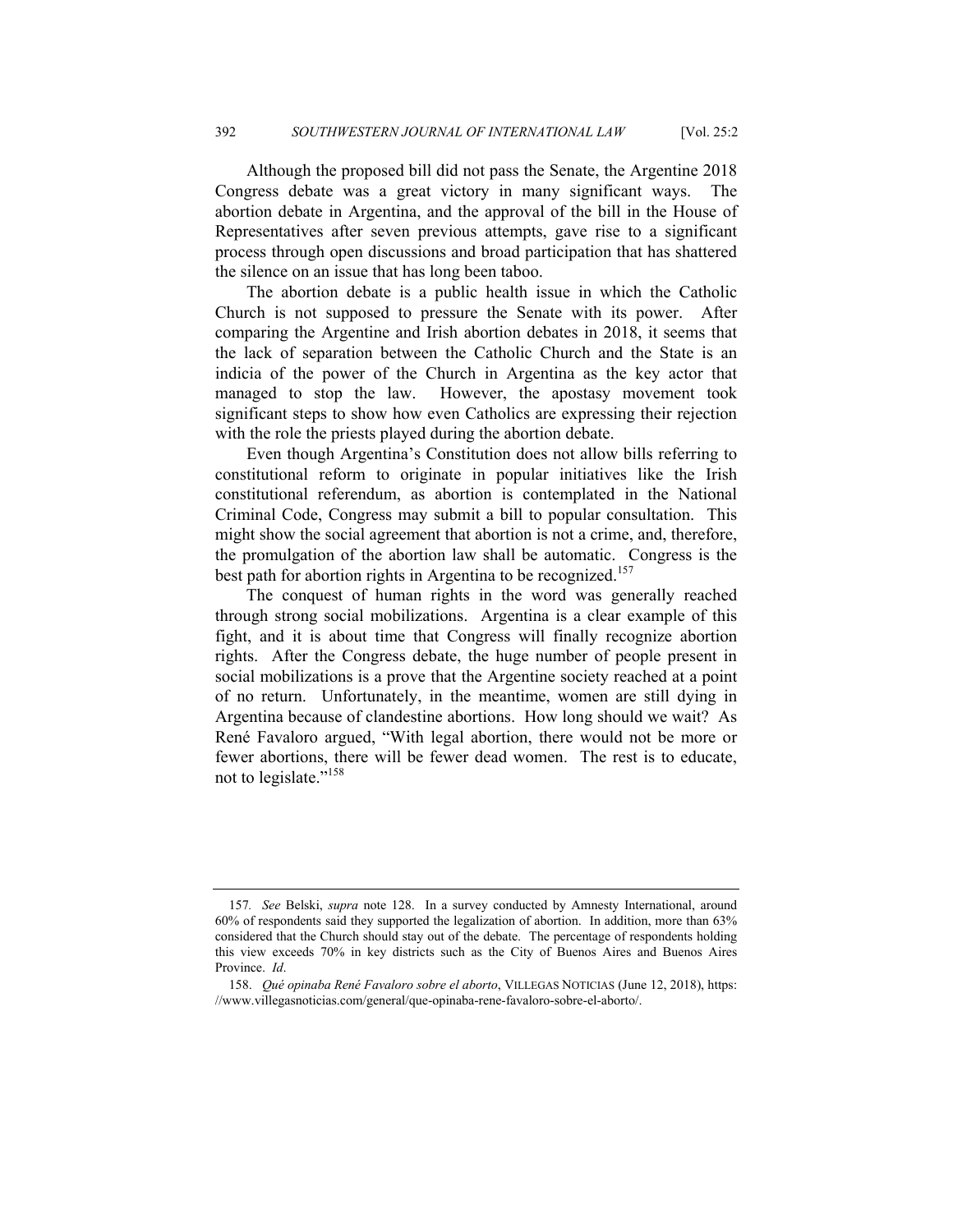Although the proposed bill did not pass the Senate, the Argentine 2018 Congress debate was a great victory in many significant ways. The abortion debate in Argentina, and the approval of the bill in the House of Representatives after seven previous attempts, gave rise to a significant process through open discussions and broad participation that has shattered the silence on an issue that has long been taboo.

The abortion debate is a public health issue in which the Catholic Church is not supposed to pressure the Senate with its power. After comparing the Argentine and Irish abortion debates in 2018, it seems that the lack of separation between the Catholic Church and the State is an indicia of the power of the Church in Argentina as the key actor that managed to stop the law. However, the apostasy movement took significant steps to show how even Catholics are expressing their rejection with the role the priests played during the abortion debate.

Even though Argentina's Constitution does not allow bills referring to constitutional reform to originate in popular initiatives like the Irish constitutional referendum, as abortion is contemplated in the National Criminal Code, Congress may submit a bill to popular consultation. This might show the social agreement that abortion is not a crime, and, therefore, the promulgation of the abortion law shall be automatic. Congress is the best path for abortion rights in Argentina to be recognized.[157]

The conquest of human rights in the word was generally reached through strong social mobilizations. Argentina is a clear example of this fight, and it is about time that Congress will finally recognize abortion rights. After the Congress debate, the huge number of people present in social mobilizations is a prove that the Argentine society reached at a point of no return. Unfortunately, in the meantime, women are still dying in Argentina because of clandestine abortions. How long should we wait? As René Favaloro argued, "With legal abortion, there would not be more or fewer abortions, there will be fewer dead women. The rest is to educate, not to legislate."[158]

---

157. *See* Belski, *supra* note 128. In a survey conducted by Amnesty International, around 60% of respondents said they supported the legalization of abortion. In addition, more than 63% considered that the Church should stay out of the debate. The percentage of respondents holding this view exceeds 70% in key districts such as the City of Buenos Aires and Buenos Aires Province. *Id*.

158. *Qué opinaba René Favaloro sobre el aborto*, VILLEGAS NOTICIAS (June 12, 2018), https://www.villegasnoticias.com/general/que-opinaba-rene-favaloro-sobre-el-aborto/.